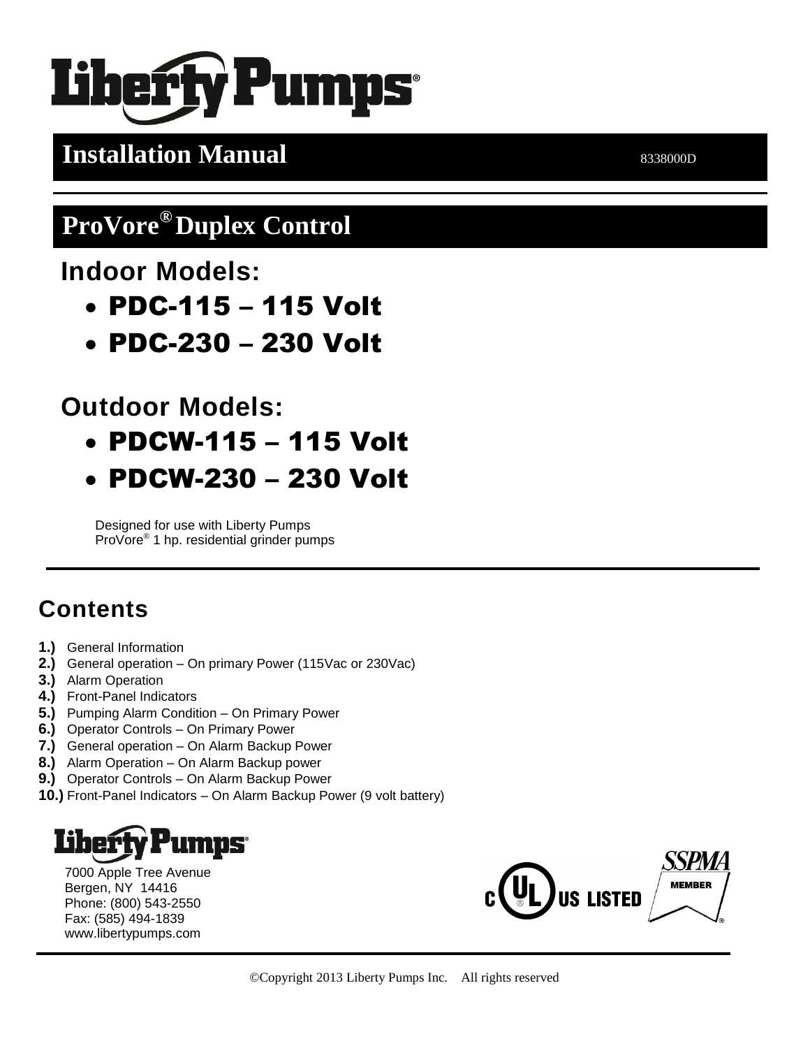# Liberty Pumps®

## Installation Manual

8338000D

## ProVore® Duplex Control

### Indoor Models:

- PDC-115 – 115 Volt
- PDC-230 – 230 Volt

### Outdoor Models:

- PDCW-115 – 115 Volt
- PDCW-230 – 230 Volt

Designed for use with Liberty Pumps
ProVore® 1 hp. residential grinder pumps

## Contents

**1.)** General Information
**2.)** General operation – On primary Power (115Vac or 230Vac)
**3.)** Alarm Operation
**4.)** Front-Panel Indicators
**5.)** Pumping Alarm Condition – On Primary Power
**6.)** Operator Controls – On Primary Power
**7.)** General operation – On Alarm Backup Power
**8.)** Alarm Operation – On Alarm Backup power
**9.)** Operator Controls – On Alarm Backup Power
**10.)** Front-Panel Indicators – On Alarm Backup Power (9 volt battery)

Liberty Pumps®
7000 Apple Tree Avenue
Bergen, NY 14416
Phone: (800) 543-2550
Fax: (585) 494-1839
www.libertypumps.com

c UL US LISTED

SSPMA MEMBER

©Copyright 2013 Liberty Pumps Inc. All rights reserved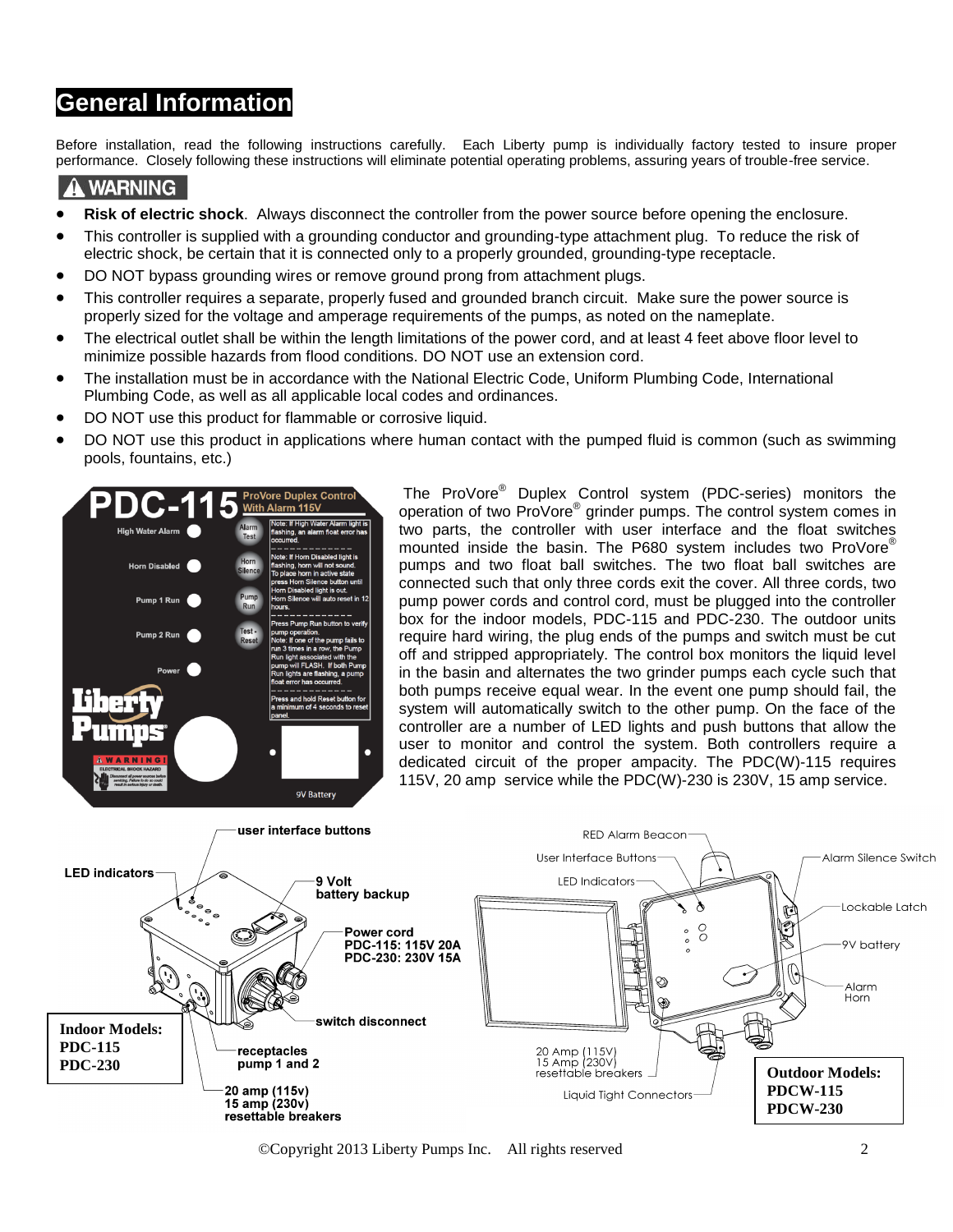# General Information

Before installation, read the following instructions carefully. Each Liberty pump is individually factory tested to insure proper performance. Closely following these instructions will eliminate potential operating problems, assuring years of trouble-free service.

**⚠ WARNING**

- **Risk of electric shock**. Always disconnect the controller from the power source before opening the enclosure.
- This controller is supplied with a grounding conductor and grounding-type attachment plug. To reduce the risk of electric shock, be certain that it is connected only to a properly grounded, grounding-type receptacle.
- DO NOT bypass grounding wires or remove ground prong from attachment plugs.
- This controller requires a separate, properly fused and grounded branch circuit. Make sure the power source is properly sized for the voltage and amperage requirements of the pumps, as noted on the nameplate.
- The electrical outlet shall be within the length limitations of the power cord, and at least 4 feet above floor level to minimize possible hazards from flood conditions. DO NOT use an extension cord.
- The installation must be in accordance with the National Electric Code, Uniform Plumbing Code, International Plumbing Code, as well as all applicable local codes and ordinances.
- DO NOT use this product for flammable or corrosive liquid.
- DO NOT use this product in applications where human contact with the pumped fluid is common (such as swimming pools, fountains, etc.)

The ProVore® Duplex Control system (PDC-series) monitors the operation of two ProVore® grinder pumps. The control system comes in two parts, the controller with user interface and the float switches mounted inside the basin. The P680 system includes two ProVore® pumps and two float ball switches. The two float ball switches are connected such that only three cords exit the cover. All three cords, two pump power cords and control cord, must be plugged into the controller box for the indoor models, PDC-115 and PDC-230. The outdoor units require hard wiring, the plug ends of the pumps and switch must be cut off and stripped appropriately. The control box monitors the liquid level in the basin and alternates the two grinder pumps each cycle such that both pumps receive equal wear. In the event one pump should fail, the system will automatically switch to the other pump. On the face of the controller are a number of LED lights and push buttons that allow the user to monitor and control the system. Both controllers require a dedicated circuit of the proper ampacity. The PDC(W)-115 requires 115V, 20 amp service while the PDC(W)-230 is 230V, 15 amp service.

**PDC-115** ProVore Duplex Control With Alarm 115V

- High Water Alarm
- Horn Disabled
- Pump 1 Run
- Pump 2 Run
- Power
- Alarm Test
- Horn Silence
- Pump Run
- Test - Reset

Note: If High Water Alarm light is flashing, an alarm float error has occurred.

Note: If Horn Disabled light is flashing, horn will not sound. To place horn in active state press Horn Silence button until Horn Disabled light is out. Horn Silence will auto reset in 12 hours.

Press Pump Run button to verify pump operation. Note: If one of the pump fails to run 3 times in a row, the Pump Run light associated with the pump will FLASH. If both Pump Run lights are flashing, a pump float error has occurred.

Press and hold Reset button for a minimum of 4 seconds to reset panel.

9V Battery

**Indoor Models:**
**PDC-115**
**PDC-230**

- user interface buttons
- LED indicators
- 9 Volt battery backup
- Power cord PDC-115: 115V 20A PDC-230: 230V 15A
- switch disconnect
- receptacles pump 1 and 2
- 20 amp (115v) 15 amp (230v) resettable breakers

**Outdoor Models:**
**PDCW-115**
**PDCW-230**

- RED Alarm Beacon
- User Interface Buttons
- LED Indicators
- Alarm Silence Switch
- Lockable Latch
- 9V battery
- Alarm Horn
- 20 Amp (115V) 15 Amp (230V) resettable breakers
- Liquid Tight Connectors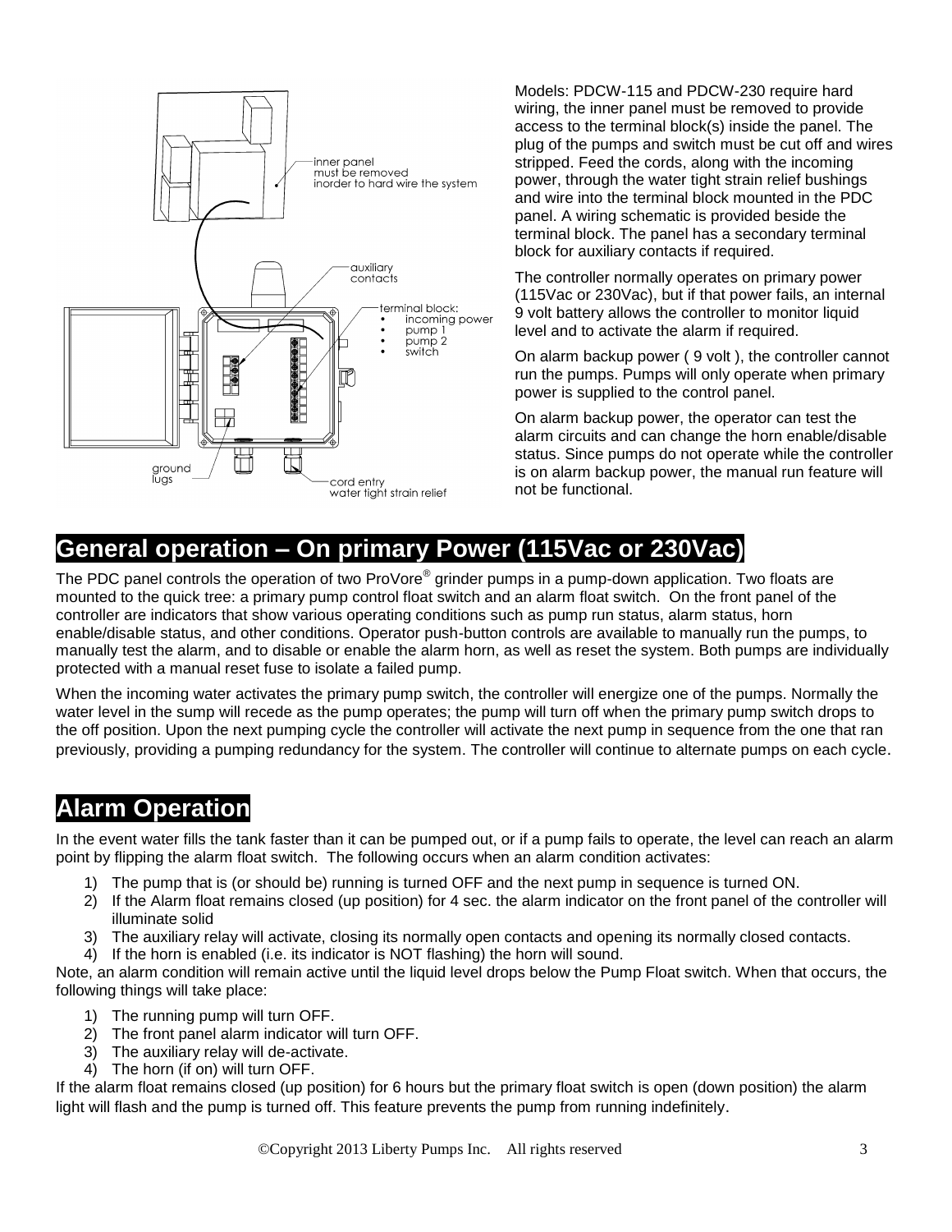Models: PDCW-115 and PDCW-230 require hard wiring, the inner panel must be removed to provide access to the terminal block(s) inside the panel. The plug of the pumps and switch must be cut off and wires stripped. Feed the cords, along with the incoming power, through the water tight strain relief bushings and wire into the terminal block mounted in the PDC panel. A wiring schematic is provided beside the terminal block. The panel has a secondary terminal block for auxiliary contacts if required.

The controller normally operates on primary power (115Vac or 230Vac), but if that power fails, an internal 9 volt battery allows the controller to monitor liquid level and to activate the alarm if required.

On alarm backup power ( 9 volt ), the controller cannot run the pumps. Pumps will only operate when primary power is supplied to the control panel.

On alarm backup power, the operator can test the alarm circuits and can change the horn enable/disable status. Since pumps do not operate while the controller is on alarm backup power, the manual run feature will not be functional.

## General operation – On primary Power (115Vac or 230Vac)

The PDC panel controls the operation of two ProVore® grinder pumps in a pump-down application. Two floats are mounted to the quick tree: a primary pump control float switch and an alarm float switch. On the front panel of the controller are indicators that show various operating conditions such as pump run status, alarm status, horn enable/disable status, and other conditions. Operator push-button controls are available to manually run the pumps, to manually test the alarm, and to disable or enable the alarm horn, as well as reset the system. Both pumps are individually protected with a manual reset fuse to isolate a failed pump.

When the incoming water activates the primary pump switch, the controller will energize one of the pumps. Normally the water level in the sump will recede as the pump operates; the pump will turn off when the primary pump switch drops to the off position. Upon the next pumping cycle the controller will activate the next pump in sequence from the one that ran previously, providing a pumping redundancy for the system. The controller will continue to alternate pumps on each cycle.

## Alarm Operation

In the event water fills the tank faster than it can be pumped out, or if a pump fails to operate, the level can reach an alarm point by flipping the alarm float switch. The following occurs when an alarm condition activates:

1) The pump that is (or should be) running is turned OFF and the next pump in sequence is turned ON.
2) If the Alarm float remains closed (up position) for 4 sec. the alarm indicator on the front panel of the controller will illuminate solid
3) The auxiliary relay will activate, closing its normally open contacts and opening its normally closed contacts.
4) If the horn is enabled (i.e. its indicator is NOT flashing) the horn will sound.

Note, an alarm condition will remain active until the liquid level drops below the Pump Float switch. When that occurs, the following things will take place:

1) The running pump will turn OFF.
2) The front panel alarm indicator will turn OFF.
3) The auxiliary relay will de-activate.
4) The horn (if on) will turn OFF.

If the alarm float remains closed (up position) for 6 hours but the primary float switch is open (down position) the alarm light will flash and the pump is turned off. This feature prevents the pump from running indefinitely.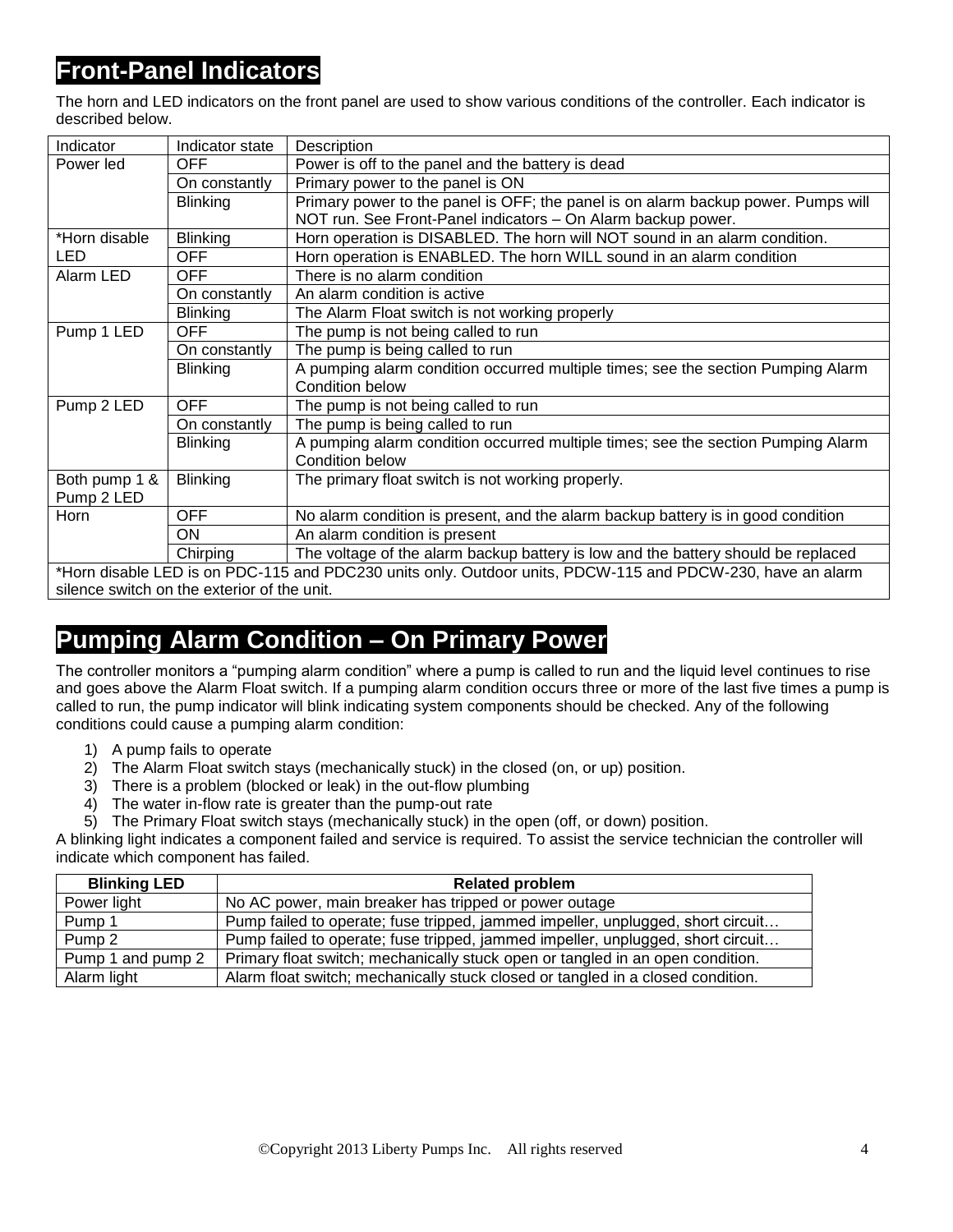## Front-Panel Indicators

The horn and LED indicators on the front panel are used to show various conditions of the controller. Each indicator is described below.

| Indicator | Indicator state | Description |
|---|---|---|
| Power led | OFF | Power is off to the panel and the battery is dead |
| | On constantly | Primary power to the panel is ON |
| | Blinking | Primary power to the panel is OFF; the panel is on alarm backup power. Pumps will NOT run. See Front-Panel indicators – On Alarm backup power. |
| *Horn disable LED | Blinking | Horn operation is DISABLED. The horn will NOT sound in an alarm condition. |
| | OFF | Horn operation is ENABLED. The horn WILL sound in an alarm condition |
| Alarm LED | OFF | There is no alarm condition |
| | On constantly | An alarm condition is active |
| | Blinking | The Alarm Float switch is not working properly |
| Pump 1 LED | OFF | The pump is not being called to run |
| | On constantly | The pump is being called to run |
| | Blinking | A pumping alarm condition occurred multiple times; see the section Pumping Alarm Condition below |
| Pump 2 LED | OFF | The pump is not being called to run |
| | On constantly | The pump is being called to run |
| | Blinking | A pumping alarm condition occurred multiple times; see the section Pumping Alarm Condition below |
| Both pump 1 & Pump 2 LED | Blinking | The primary float switch is not working properly. |
| Horn | OFF | No alarm condition is present, and the alarm backup battery is in good condition |
| | ON | An alarm condition is present |
| | Chirping | The voltage of the alarm backup battery is low and the battery should be replaced |

*Horn disable LED is on PDC-115 and PDC230 units only. Outdoor units, PDCW-115 and PDCW-230, have an alarm silence switch on the exterior of the unit.

## Pumping Alarm Condition – On Primary Power

The controller monitors a “pumping alarm condition” where a pump is called to run and the liquid level continues to rise and goes above the Alarm Float switch. If a pumping alarm condition occurs three or more of the last five times a pump is called to run, the pump indicator will blink indicating system components should be checked. Any of the following conditions could cause a pumping alarm condition:

1) A pump fails to operate
2) The Alarm Float switch stays (mechanically stuck) in the closed (on, or up) position.
3) There is a problem (blocked or leak) in the out-flow plumbing
4) The water in-flow rate is greater than the pump-out rate
5) The Primary Float switch stays (mechanically stuck) in the open (off, or down) position.

A blinking light indicates a component failed and service is required. To assist the service technician the controller will indicate which component has failed.

| Blinking LED | Related problem |
|---|---|
| Power light | No AC power, main breaker has tripped or power outage |
| Pump 1 | Pump failed to operate; fuse tripped, jammed impeller, unplugged, short circuit… |
| Pump 2 | Pump failed to operate; fuse tripped, jammed impeller, unplugged, short circuit… |
| Pump 1 and pump 2 | Primary float switch; mechanically stuck open or tangled in an open condition. |
| Alarm light | Alarm float switch; mechanically stuck closed or tangled in a closed condition. |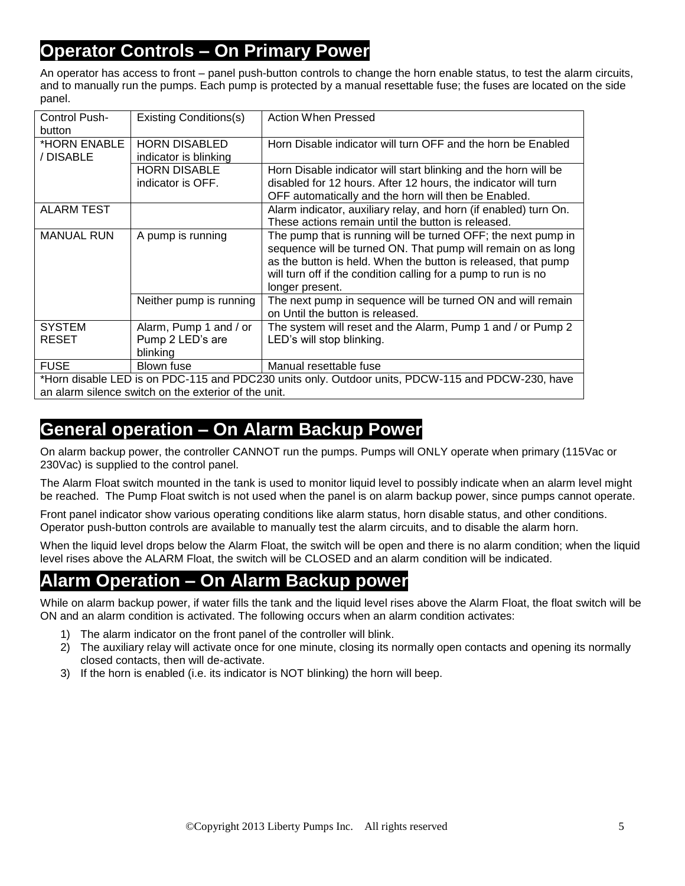## Operator Controls – On Primary Power

An operator has access to front – panel push-button controls to change the horn enable status, to test the alarm circuits, and to manually run the pumps. Each pump is protected by a manual resettable fuse; the fuses are located on the side panel.

| Control Push-button | Existing Conditions(s) | Action When Pressed |
|---|---|---|
| *HORN ENABLE / DISABLE | HORN DISABLED indicator is blinking | Horn Disable indicator will turn OFF and the horn be Enabled |
| | HORN DISABLE indicator is OFF. | Horn Disable indicator will start blinking and the horn will be disabled for 12 hours. After 12 hours, the indicator will turn OFF automatically and the horn will then be Enabled. |
| ALARM TEST | | Alarm indicator, auxiliary relay, and horn (if enabled) turn On. These actions remain until the button is released. |
| MANUAL RUN | A pump is running | The pump that is running will be turned OFF; the next pump in sequence will be turned ON. That pump will remain on as long as the button is held. When the button is released, that pump will turn off if the condition calling for a pump to run is no longer present. |
| | Neither pump is running | The next pump in sequence will be turned ON and will remain on Until the button is released. |
| SYSTEM RESET | Alarm, Pump 1 and / or Pump 2 LED's are blinking | The system will reset and the Alarm, Pump 1 and / or Pump 2 LED's will stop blinking. |
| FUSE | Blown fuse | Manual resettable fuse |

*Horn disable LED is on PDC-115 and PDC230 units only. Outdoor units, PDCW-115 and PDCW-230, have an alarm silence switch on the exterior of the unit.

## General operation – On Alarm Backup Power

On alarm backup power, the controller CANNOT run the pumps. Pumps will ONLY operate when primary (115Vac or 230Vac) is supplied to the control panel.

The Alarm Float switch mounted in the tank is used to monitor liquid level to possibly indicate when an alarm level might be reached. The Pump Float switch is not used when the panel is on alarm backup power, since pumps cannot operate.

Front panel indicator show various operating conditions like alarm status, horn disable status, and other conditions. Operator push-button controls are available to manually test the alarm circuits, and to disable the alarm horn.

When the liquid level drops below the Alarm Float, the switch will be open and there is no alarm condition; when the liquid level rises above the ALARM Float, the switch will be CLOSED and an alarm condition will be indicated.

## Alarm Operation – On Alarm Backup power

While on alarm backup power, if water fills the tank and the liquid level rises above the Alarm Float, the float switch will be ON and an alarm condition is activated. The following occurs when an alarm condition activates:

1) The alarm indicator on the front panel of the controller will blink.
2) The auxiliary relay will activate once for one minute, closing its normally open contacts and opening its normally closed contacts, then will de-activate.
3) If the horn is enabled (i.e. its indicator is NOT blinking) the horn will beep.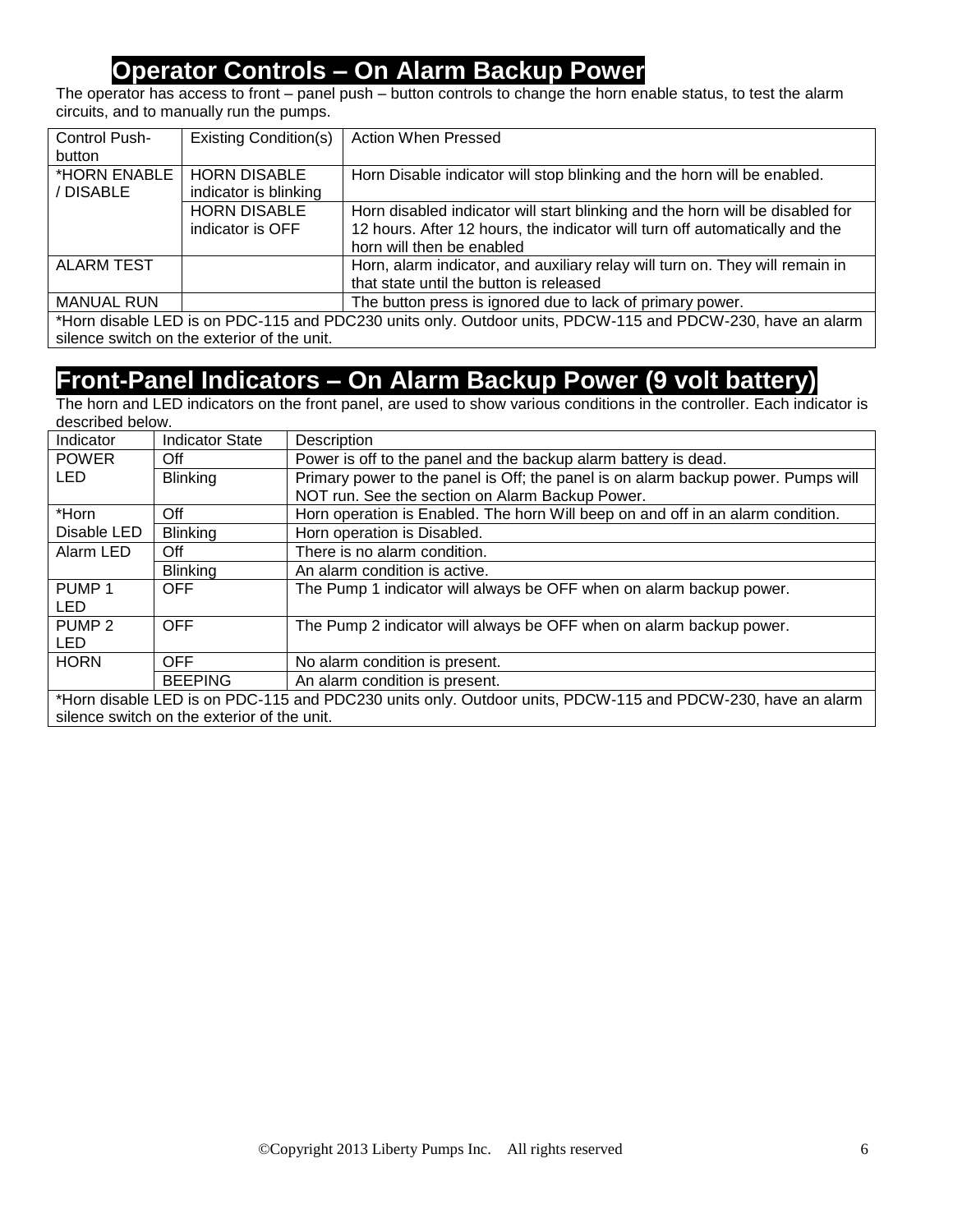# Operator Controls – On Alarm Backup Power

The operator has access to front – panel push – button controls to change the horn enable status, to test the alarm circuits, and to manually run the pumps.

| Control Push-button | Existing Condition(s) | Action When Pressed |
|---|---|---|
| *HORN ENABLE / DISABLE | HORN DISABLE indicator is blinking | Horn Disable indicator will stop blinking and the horn will be enabled. |
| | HORN DISABLE indicator is OFF | Horn disabled indicator will start blinking and the horn will be disabled for 12 hours. After 12 hours, the indicator will turn off automatically and the horn will then be enabled |
| ALARM TEST | | Horn, alarm indicator, and auxiliary relay will turn on. They will remain in that state until the button is released |
| MANUAL RUN | | The button press is ignored due to lack of primary power. |
| *Horn disable LED is on PDC-115 and PDC230 units only. Outdoor units, PDCW-115 and PDCW-230, have an alarm silence switch on the exterior of the unit. | | |

# Front-Panel Indicators – On Alarm Backup Power (9 volt battery)

The horn and LED indicators on the front panel, are used to show various conditions in the controller. Each indicator is described below.

| Indicator | Indicator State | Description |
|---|---|---|
| POWER LED | Off | Power is off to the panel and the backup alarm battery is dead. |
| | Blinking | Primary power to the panel is Off; the panel is on alarm backup power. Pumps will NOT run. See the section on Alarm Backup Power. |
| *Horn Disable LED | Off | Horn operation is Enabled. The horn Will beep on and off in an alarm condition. |
| | Blinking | Horn operation is Disabled. |
| Alarm LED | Off | There is no alarm condition. |
| | Blinking | An alarm condition is active. |
| PUMP 1 LED | OFF | The Pump 1 indicator will always be OFF when on alarm backup power. |
| PUMP 2 LED | OFF | The Pump 2 indicator will always be OFF when on alarm backup power. |
| HORN | OFF | No alarm condition is present. |
| | BEEPING | An alarm condition is present. |
| *Horn disable LED is on PDC-115 and PDC230 units only. Outdoor units, PDCW-115 and PDCW-230, have an alarm silence switch on the exterior of the unit. | | |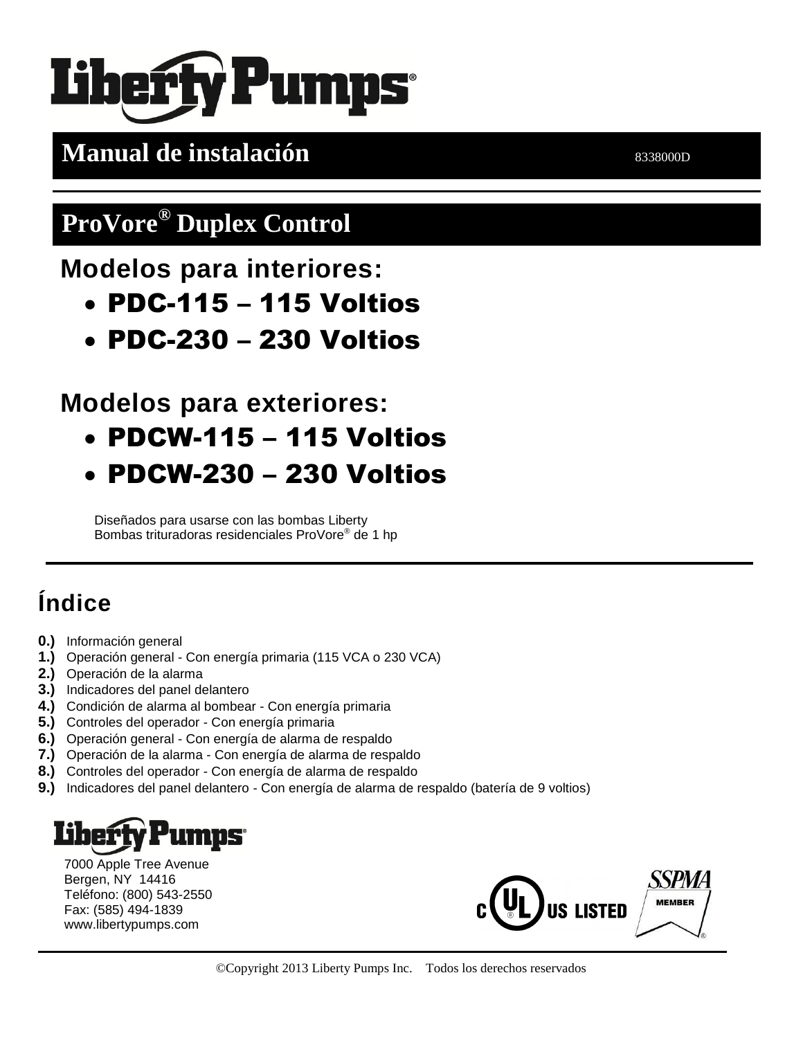# Liberty Pumps®

## Manual de instalación

8338000D

## ProVore® Duplex Control

### Modelos para interiores:

- PDC-115 – 115 Voltios
- PDC-230 – 230 Voltios

### Modelos para exteriores:

- PDCW-115 – 115 Voltios
- PDCW-230 – 230 Voltios

Diseñados para usarse con las bombas Liberty
Bombas trituradoras residenciales ProVore® de 1 hp

## Índice

**0.)** Información general
**1.)** Operación general - Con energía primaria (115 VCA o 230 VCA)
**2.)** Operación de la alarma
**3.)** Indicadores del panel delantero
**4.)** Condición de alarma al bombear - Con energía primaria
**5.)** Controles del operador - Con energía primaria
**6.)** Operación general - Con energía de alarma de respaldo
**7.)** Operación de la alarma - Con energía de alarma de respaldo
**8.)** Controles del operador - Con energía de alarma de respaldo
**9.)** Indicadores del panel delantero - Con energía de alarma de respaldo (batería de 9 voltios)

Liberty Pumps®
7000 Apple Tree Avenue
Bergen, NY 14416
Teléfono: (800) 543-2550
Fax: (585) 494-1839
www.libertypumps.com

c UL US LISTED

SSPMA MEMBER

©Copyright 2013 Liberty Pumps Inc. Todos los derechos reservados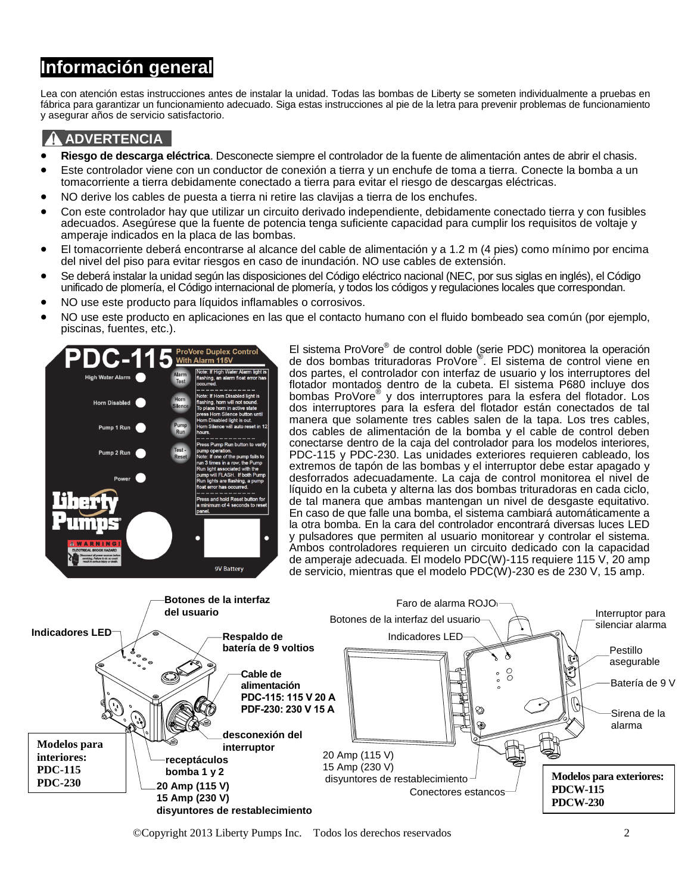# Información general

Lea con atención estas instrucciones antes de instalar la unidad. Todas las bombas de Liberty se someten individualmente a pruebas en fábrica para garantizar un funcionamiento adecuado. Siga estas instrucciones al pie de la letra para prevenir problemas de funcionamiento y asegurar años de servicio satisfactorio.

## ⚠ ADVERTENCIA

- **Riesgo de descarga eléctrica**. Desconecte siempre el controlador de la fuente de alimentación antes de abrir el chasis.
- Este controlador viene con un conductor de conexión a tierra y un enchufe de toma a tierra. Conecte la bomba a un tomacorriente a tierra debidamente conectado a tierra para evitar el riesgo de descargas eléctricas.
- NO derive los cables de puesta a tierra ni retire las clavijas a tierra de los enchufes.
- Con este controlador hay que utilizar un circuito derivado independiente, debidamente conectado tierra y con fusibles adecuados. Asegúrese que la fuente de potencia tenga suficiente capacidad para cumplir los requisitos de voltaje y amperaje indicados en la placa de las bombas.
- El tomacorriente deberá encontrarse al alcance del cable de alimentación y a 1.2 m (4 pies) como mínimo por encima del nivel del piso para evitar riesgos en caso de inundación. NO use cables de extensión.
- Se deberá instalar la unidad según las disposiciones del Código eléctrico nacional (NEC, por sus siglas en inglés), el Código unificado de plomería, el Código internacional de plomería, y todos los códigos y regulaciones locales que correspondan.
- NO use este producto para líquidos inflamables o corrosivos.
- NO use este producto en aplicaciones en las que el contacto humano con el fluido bombeado sea común (por ejemplo, piscinas, fuentes, etc.).

PDC-115 ProVore Duplex Control With Alarm 115V

High Water Alarm / Horn Disabled / Pump 1 Run / Pump 2 Run / Power

Alarm Test / Horn Silence / Pump Run / Test - Reset

Note: If High Water Alarm light is flashing, an alarm float error has occurred.

Note: If Horn Disabled light is flashing, horn will not sound. To place horn in active state press Horn Silence button until Horn Disabled light is out. Horn Silence will auto reset in 12 hours.

Press Pump Run button to verify pump operation. Note: If one of the pump fails to run 3 times in a row, the Pump Run light associated with the pump will FLASH. If both Pump Run lights are flashing, a pump float error has occurred.

Press and hold Reset button for a minimum of 4 seconds to reset panel.

9V Battery

El sistema ProVore® de control doble (serie PDC) monitorea la operación de dos bombas trituradoras ProVore®. El sistema de control viene en dos partes, el controlador con interfaz de usuario y los interruptores del flotador montados dentro de la cubeta. El sistema P680 incluye dos bombas ProVore® y dos interruptores para la esfera del flotador. Los dos interruptores para la esfera del flotador están conectados de tal manera que solamente tres cables salen de la tapa. Los tres cables, dos cables de alimentación de la bomba y el cable de control deben conectarse dentro de la caja del controlador para los modelos interiores, PDC-115 y PDC-230. Las unidades exteriores requieren cableado, los extremos de tapón de las bombas y el interruptor debe estar apagado y desforrados adecuadamente. La caja de control monitorea el nivel de líquido en la cubeta y alterna las dos bombas trituradoras en cada ciclo, de tal manera que ambas mantengan un nivel de desgaste equitativo. En caso de que falle una bomba, el sistema cambiará automáticamente a la otra bomba. En la cara del controlador encontrará diversas luces LED y pulsadores que permiten al usuario monitorear y controlar el sistema. Ambos controladores requieren un circuito dedicado con la capacidad de amperaje adecuada. El modelo PDC(W)-115 requiere 115 V, 20 amp de servicio, mientras que el modelo PDC(W)-230 es de 230 V, 15 amp.

**Modelos para interiores: PDC-115 PDC-230**

- Indicadores LED
- **Botones de la interfaz del usuario**
- **Respaldo de batería de 9 voltios**
- **Cable de alimentación PDC-115: 115 V 20 A PDF-230: 230 V 15 A**
- **desconexión del interruptor**
- **receptáculos bomba 1 y 2**
- **20 Amp (115 V) 15 Amp (230 V) disyuntores de restablecimiento**

**Modelos para exteriores: PDCW-115 PDCW-230**

- Faro de alarma ROJO
- Botones de la interfaz del usuario
- Indicadores LED
- Interruptor para silenciar alarma
- Pestillo asegurable
- Batería de 9 V
- Sirena de la alarma
- 20 Amp (115 V) 15 Amp (230 V) disyuntores de restablecimiento
- Conectores estancos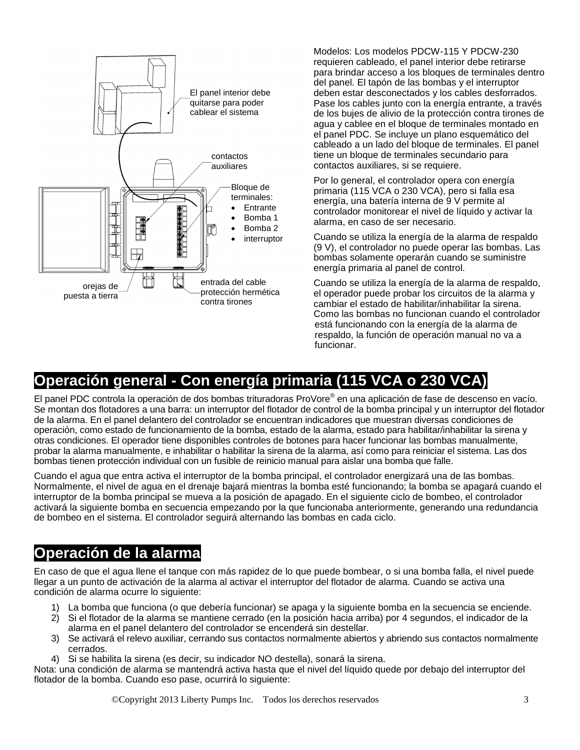El panel interior debe quitarse para poder cablear el sistema

contactos auxiliares

Bloque de terminales:

- Entrante
- Bomba 1
- Bomba 2
- interruptor

entrada del cable protección hermética contra tirones

orejas de puesta a tierra

Modelos: Los modelos PDCW-115 Y PDCW-230 requieren cableado, el panel interior debe retirarse para brindar acceso a los bloques de terminales dentro del panel. El tapón de las bombas y el interruptor deben estar desconectados y los cables desforrados. Pase los cables junto con la energía entrante, a través de los bujes de alivio de la protección contra tirones de agua y cablee en el bloque de terminales montado en el panel PDC. Se incluye un plano esquemático del cableado a un lado del bloque de terminales. El panel tiene un bloque de terminales secundario para contactos auxiliares, si se requiere.

Por lo general, el controlador opera con energía primaria (115 VCA o 230 VCA), pero si falla esa energía, una batería interna de 9 V permite al controlador monitorear el nivel de líquido y activar la alarma, en caso de ser necesario.

Cuando se utiliza la energía de la alarma de respaldo (9 V), el controlador no puede operar las bombas. Las bombas solamente operarán cuando se suministre energía primaria al panel de control.

Cuando se utiliza la energía de la alarma de respaldo, el operador puede probar los circuitos de la alarma y cambiar el estado de habilitar/inhabilitar la sirena. Como las bombas no funcionan cuando el controlador está funcionando con la energía de la alarma de respaldo, la función de operación manual no va a funcionar.

## Operación general - Con energía primaria (115 VCA o 230 VCA)

El panel PDC controla la operación de dos bombas trituradoras ProVore® en una aplicación de fase de descenso en vacío. Se montan dos flotadores a una barra: un interruptor del flotador de control de la bomba principal y un interruptor del flotador de la alarma. En el panel delantero del controlador se encuentran indicadores que muestran diversas condiciones de operación, como estado de funcionamiento de la bomba, estado de la alarma, estado para habilitar/inhabilitar la sirena y otras condiciones. El operador tiene disponibles controles de botones para hacer funcionar las bombas manualmente, probar la alarma manualmente, e inhabilitar o habilitar la sirena de la alarma, así como para reiniciar el sistema. Las dos bombas tienen protección individual con un fusible de reinicio manual para aislar una bomba que falle.

Cuando el agua que entra activa el interruptor de la bomba principal, el controlador energizará una de las bombas. Normalmente, el nivel de agua en el drenaje bajará mientras la bomba esté funcionando; la bomba se apagará cuando el interruptor de la bomba principal se mueva a la posición de apagado. En el siguiente ciclo de bombeo, el controlador activará la siguiente bomba en secuencia empezando por la que funcionaba anteriormente, generando una redundancia de bombeo en el sistema. El controlador seguirá alternando las bombas en cada ciclo.

## Operación de la alarma

En caso de que el agua llene el tanque con más rapidez de lo que puede bombear, o si una bomba falla, el nivel puede llegar a un punto de activación de la alarma al activar el interruptor del flotador de alarma. Cuando se activa una condición de alarma ocurre lo siguiente:

1) La bomba que funciona (o que debería funcionar) se apaga y la siguiente bomba en la secuencia se enciende.
2) Si el flotador de la alarma se mantiene cerrado (en la posición hacia arriba) por 4 segundos, el indicador de la alarma en el panel delantero del controlador se encenderá sin destellar.
3) Se activará el relevo auxiliar, cerrando sus contactos normalmente abiertos y abriendo sus contactos normalmente cerrados.
4) Si se habilita la sirena (es decir, su indicador NO destella), sonará la sirena.

Nota: una condición de alarma se mantendrá activa hasta que el nivel del líquido quede por debajo del interruptor del flotador de la bomba. Cuando eso pase, ocurrirá lo siguiente: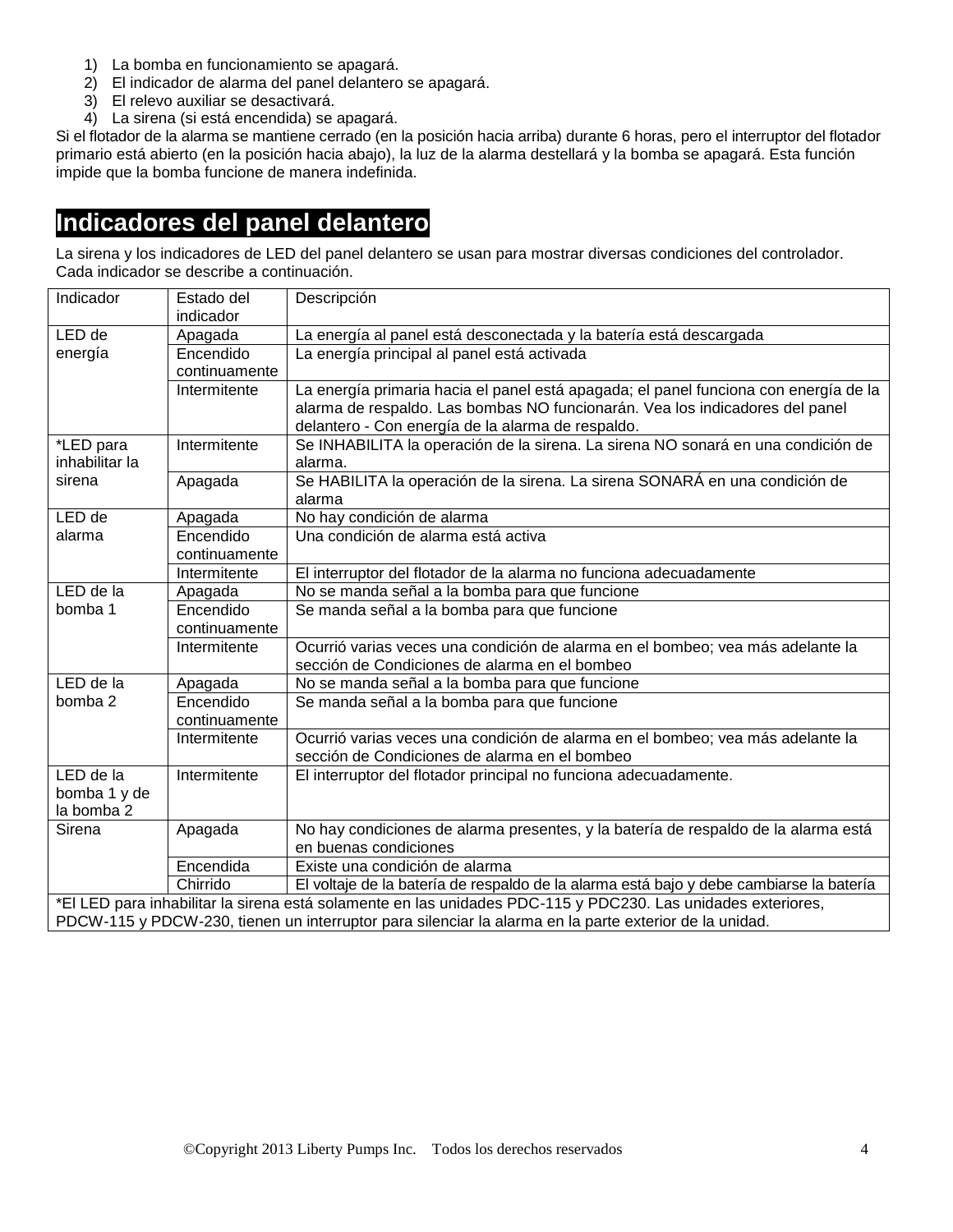1) La bomba en funcionamiento se apagará.
2) El indicador de alarma del panel delantero se apagará.
3) El relevo auxiliar se desactivará.
4) La sirena (si está encendida) se apagará.

Si el flotador de la alarma se mantiene cerrado (en la posición hacia arriba) durante 6 horas, pero el interruptor del flotador primario está abierto (en la posición hacia abajo), la luz de la alarma destellará y la bomba se apagará. Esta función impide que la bomba funcione de manera indefinida.

## Indicadores del panel delantero

La sirena y los indicadores de LED del panel delantero se usan para mostrar diversas condiciones del controlador. Cada indicador se describe a continuación.

| Indicador | Estado del indicador | Descripción |
|---|---|---|
| LED de energía | Apagada | La energía al panel está desconectada y la batería está descargada |
| | Encendido continuamente | La energía principal al panel está activada |
| | Intermitente | La energía primaria hacia el panel está apagada; el panel funciona con energía de la alarma de respaldo. Las bombas NO funcionarán. Vea los indicadores del panel delantero - Con energía de la alarma de respaldo. |
| *LED para inhabilitar la sirena | Intermitente | Se INHABILITA la operación de la sirena. La sirena NO sonará en una condición de alarma. |
| | Apagada | Se HABILITA la operación de la sirena. La sirena SONARÁ en una condición de alarma |
| LED de alarma | Apagada | No hay condición de alarma |
| | Encendido continuamente | Una condición de alarma está activa |
| | Intermitente | El interruptor del flotador de la alarma no funciona adecuadamente |
| LED de la bomba 1 | Apagada | No se manda señal a la bomba para que funcione |
| | Encendido continuamente | Se manda señal a la bomba para que funcione |
| | Intermitente | Ocurrió varias veces una condición de alarma en el bombeo; vea más adelante la sección de Condiciones de alarma en el bombeo |
| LED de la bomba 2 | Apagada | No se manda señal a la bomba para que funcione |
| | Encendido continuamente | Se manda señal a la bomba para que funcione |
| | Intermitente | Ocurrió varias veces una condición de alarma en el bombeo; vea más adelante la sección de Condiciones de alarma en el bombeo |
| LED de la bomba 1 y de la bomba 2 | Intermitente | El interruptor del flotador principal no funciona adecuadamente. |
| Sirena | Apagada | No hay condiciones de alarma presentes, y la batería de respaldo de la alarma está en buenas condiciones |
| | Encendida | Existe una condición de alarma |
| | Chirrido | El voltaje de la batería de respaldo de la alarma está bajo y debe cambiarse la batería |
| *El LED para inhabilitar la sirena está solamente en las unidades PDC-115 y PDC230. Las unidades exteriores, PDCW-115 y PDCW-230, tienen un interruptor para silenciar la alarma en la parte exterior de la unidad. | | |

©Copyright 2013 Liberty Pumps Inc. Todos los derechos reservados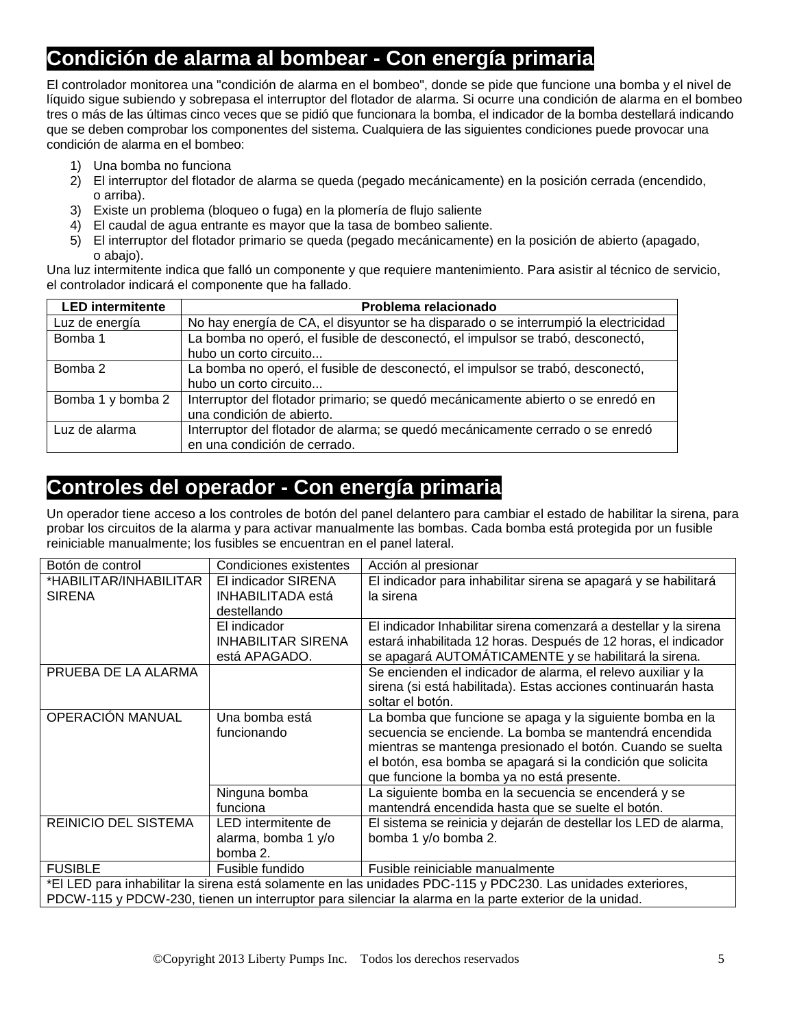## Condición de alarma al bombear - Con energía primaria

El controlador monitorea una "condición de alarma en el bombeo", donde se pide que funcione una bomba y el nivel de líquido sigue subiendo y sobrepasa el interruptor del flotador de alarma. Si ocurre una condición de alarma en el bombeo tres o más de las últimas cinco veces que se pidió que funcionara la bomba, el indicador de la bomba destellará indicando que se deben comprobar los componentes del sistema. Cualquiera de las siguientes condiciones puede provocar una condición de alarma en el bombeo:

1) Una bomba no funciona
2) El interruptor del flotador de alarma se queda (pegado mecánicamente) en la posición cerrada (encendido, o arriba).
3) Existe un problema (bloqueo o fuga) en la plomería de flujo saliente
4) El caudal de agua entrante es mayor que la tasa de bombeo saliente.
5) El interruptor del flotador primario se queda (pegado mecánicamente) en la posición de abierto (apagado, o abajo).

Una luz intermitente indica que falló un componente y que requiere mantenimiento. Para asistir al técnico de servicio, el controlador indicará el componente que ha fallado.

| LED intermitente | Problema relacionado |
|---|---|
| Luz de energía | No hay energía de CA, el disyuntor se ha disparado o se interrumpió la electricidad |
| Bomba 1 | La bomba no operó, el fusible de desconectó, el impulsor se trabó, desconectó, hubo un corto circuito... |
| Bomba 2 | La bomba no operó, el fusible de desconectó, el impulsor se trabó, desconectó, hubo un corto circuito... |
| Bomba 1 y bomba 2 | Interruptor del flotador primario; se quedó mecánicamente abierto o se enredó en una condición de abierto. |
| Luz de alarma | Interruptor del flotador de alarma; se quedó mecánicamente cerrado o se enredó en una condición de cerrado. |

## Controles del operador - Con energía primaria

Un operador tiene acceso a los controles de botón del panel delantero para cambiar el estado de habilitar la sirena, para probar los circuitos de la alarma y para activar manualmente las bombas. Cada bomba está protegida por un fusible reiniciable manualmente; los fusibles se encuentran en el panel lateral.

| Botón de control | Condiciones existentes | Acción al presionar |
|---|---|---|
| *HABILITAR/INHABILITAR SIRENA | El indicador SIRENA INHABILITADA está destellando | El indicador para inhabilitar sirena se apagará y se habilitará la sirena |
| | El indicador INHABILITAR SIRENA está APAGADO. | El indicador Inhabilitar sirena comenzará a destellar y la sirena estará inhabilitada 12 horas. Después de 12 horas, el indicador se apagará AUTOMÁTICAMENTE y se habilitará la sirena. |
| PRUEBA DE LA ALARMA | | Se encienden el indicador de alarma, el relevo auxiliar y la sirena (si está habilitada). Estas acciones continuarán hasta soltar el botón. |
| OPERACIÓN MANUAL | Una bomba está funcionando | La bomba que funcione se apaga y la siguiente bomba en la secuencia se enciende. La bomba se mantendrá encendida mientras se mantenga presionado el botón. Cuando se suelta el botón, esa bomba se apagará si la condición que solicita que funcione la bomba ya no está presente. |
| | Ninguna bomba funciona | La siguiente bomba en la secuencia se encenderá y se mantendrá encendida hasta que se suelte el botón. |
| REINICIO DEL SISTEMA | LED intermitente de alarma, bomba 1 y/o bomba 2. | El sistema se reinicia y dejarán de destellar los LED de alarma, bomba 1 y/o bomba 2. |
| FUSIBLE | Fusible fundido | Fusible reiniciable manualmente |
| *El LED para inhabilitar la sirena está solamente en las unidades PDC-115 y PDC230. Las unidades exteriores, PDCW-115 y PDCW-230, tienen un interruptor para silenciar la alarma en la parte exterior de la unidad. | | |

©Copyright 2013 Liberty Pumps Inc. Todos los derechos reservados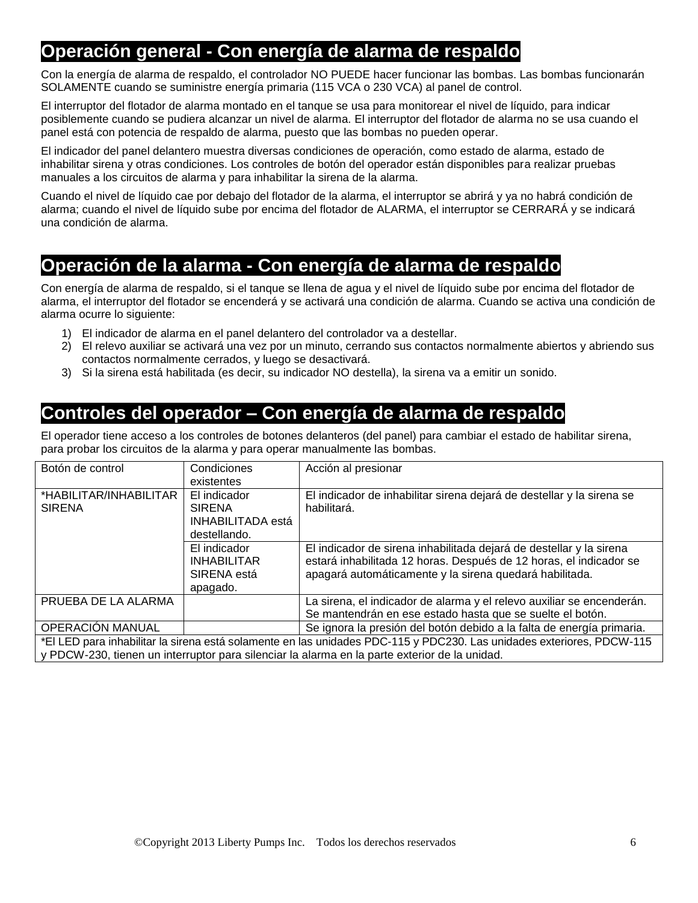## Operación general - Con energía de alarma de respaldo

Con la energía de alarma de respaldo, el controlador NO PUEDE hacer funcionar las bombas. Las bombas funcionarán SOLAMENTE cuando se suministre energía primaria (115 VCA o 230 VCA) al panel de control.

El interruptor del flotador de alarma montado en el tanque se usa para monitorear el nivel de líquido, para indicar posiblemente cuando se pudiera alcanzar un nivel de alarma. El interruptor del flotador de alarma no se usa cuando el panel está con potencia de respaldo de alarma, puesto que las bombas no pueden operar.

El indicador del panel delantero muestra diversas condiciones de operación, como estado de alarma, estado de inhabilitar sirena y otras condiciones. Los controles de botón del operador están disponibles para realizar pruebas manuales a los circuitos de alarma y para inhabilitar la sirena de la alarma.

Cuando el nivel de líquido cae por debajo del flotador de la alarma, el interruptor se abrirá y ya no habrá condición de alarma; cuando el nivel de líquido sube por encima del flotador de ALARMA, el interruptor se CERRARÁ y se indicará una condición de alarma.

## Operación de la alarma - Con energía de alarma de respaldo

Con energía de alarma de respaldo, si el tanque se llena de agua y el nivel de líquido sube por encima del flotador de alarma, el interruptor del flotador se encenderá y se activará una condición de alarma. Cuando se activa una condición de alarma ocurre lo siguiente:

1) El indicador de alarma en el panel delantero del controlador va a destellar.
2) El relevo auxiliar se activará una vez por un minuto, cerrando sus contactos normalmente abiertos y abriendo sus contactos normalmente cerrados, y luego se desactivará.
3) Si la sirena está habilitada (es decir, su indicador NO destella), la sirena va a emitir un sonido.

## Controles del operador – Con energía de alarma de respaldo

El operador tiene acceso a los controles de botones delanteros (del panel) para cambiar el estado de habilitar sirena, para probar los circuitos de la alarma y para operar manualmente las bombas.

| Botón de control | Condiciones existentes | Acción al presionar |
|---|---|---|
| *HABILITAR/INHABILITAR SIRENA | El indicador SIRENA INHABILITADA está destellando. | El indicador de inhabilitar sirena dejará de destellar y la sirena se habilitará. |
| | El indicador INHABILITAR SIRENA está apagado. | El indicador de sirena inhabilitada dejará de destellar y la sirena estará inhabilitada 12 horas. Después de 12 horas, el indicador se apagará automáticamente y la sirena quedará habilitada. |
| PRUEBA DE LA ALARMA | | La sirena, el indicador de alarma y el relevo auxiliar se encenderán. Se mantendrán en ese estado hasta que se suelte el botón. |
| OPERACIÓN MANUAL | | Se ignora la presión del botón debido a la falta de energía primaria. |
| *El LED para inhabilitar la sirena está solamente en las unidades PDC-115 y PDC230. Las unidades exteriores, PDCW-115 y PDCW-230, tienen un interruptor para silenciar la alarma en la parte exterior de la unidad. | | |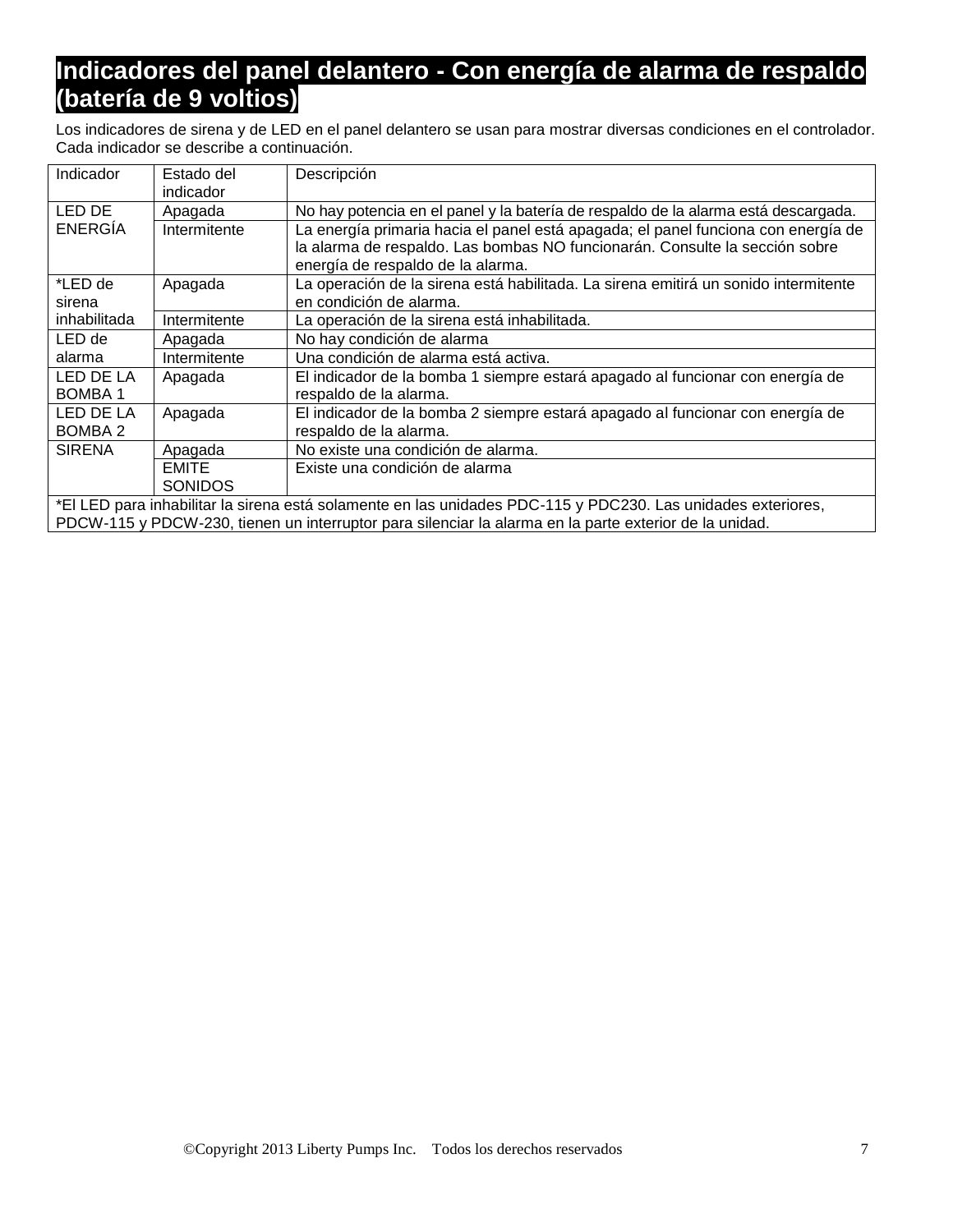## Indicadores del panel delantero - Con energía de alarma de respaldo (batería de 9 voltios)

Los indicadores de sirena y de LED en el panel delantero se usan para mostrar diversas condiciones en el controlador. Cada indicador se describe a continuación.

| Indicador | Estado del indicador | Descripción |
|---|---|---|
| LED DE ENERGÍA | Apagada | No hay potencia en el panel y la batería de respaldo de la alarma está descargada. |
| | Intermitente | La energía primaria hacia el panel está apagada; el panel funciona con energía de la alarma de respaldo. Las bombas NO funcionarán. Consulte la sección sobre energía de respaldo de la alarma. |
| *LED de sirena inhabilitada | Apagada | La operación de la sirena está habilitada. La sirena emitirá un sonido intermitente en condición de alarma. |
| | Intermitente | La operación de la sirena está inhabilitada. |
| LED de alarma | Apagada | No hay condición de alarma |
| | Intermitente | Una condición de alarma está activa. |
| LED DE LA BOMBA 1 | Apagada | El indicador de la bomba 1 siempre estará apagado al funcionar con energía de respaldo de la alarma. |
| LED DE LA BOMBA 2 | Apagada | El indicador de la bomba 2 siempre estará apagado al funcionar con energía de respaldo de la alarma. |
| SIRENA | Apagada | No existe una condición de alarma. |
| | EMITE SONIDOS | Existe una condición de alarma |
| *El LED para inhabilitar la sirena está solamente en las unidades PDC-115 y PDC230. Las unidades exteriores, PDCW-115 y PDCW-230, tienen un interruptor para silenciar la alarma en la parte exterior de la unidad. | | |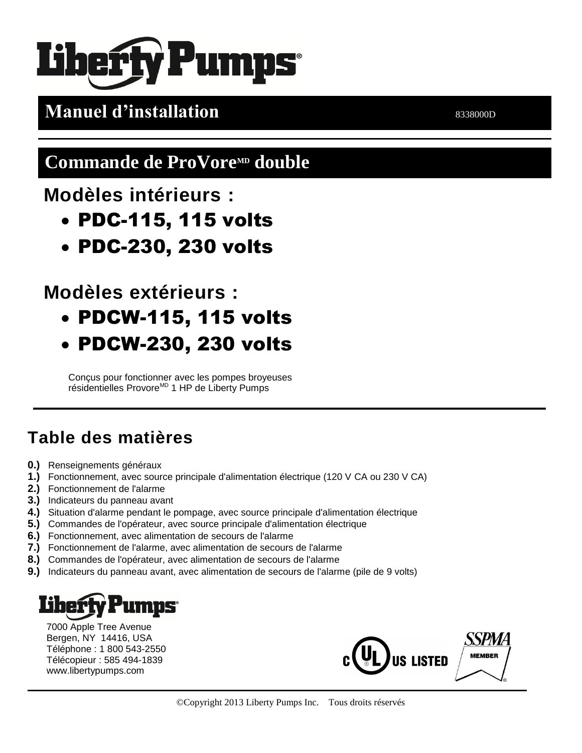# Liberty Pumps®

## Manuel d'installation

8338000D

## Commande de ProVore[MD] double

### Modèles intérieurs :

- **PDC-115, 115 volts**
- **PDC-230, 230 volts**

### Modèles extérieurs :

- **PDCW-115, 115 volts**
- **PDCW-230, 230 volts**

Conçus pour fonctionner avec les pompes broyeuses résidentielles Provore[MD] 1 HP de Liberty Pumps

## Table des matières

**0.)** Renseignements généraux
**1.)** Fonctionnement, avec source principale d'alimentation électrique (120 V CA ou 230 V CA)
**2.)** Fonctionnement de l'alarme
**3.)** Indicateurs du panneau avant
**4.)** Situation d'alarme pendant le pompage, avec source principale d'alimentation électrique
**5.)** Commandes de l'opérateur, avec source principale d'alimentation électrique
**6.)** Fonctionnement, avec alimentation de secours de l'alarme
**7.)** Fonctionnement de l'alarme, avec alimentation de secours de l'alarme
**8.)** Commandes de l'opérateur, avec alimentation de secours de l'alarme
**9.)** Indicateurs du panneau avant, avec alimentation de secours de l'alarme (pile de 9 volts)

**Liberty Pumps®**

7000 Apple Tree Avenue
Bergen, NY 14416, USA
Téléphone : 1 800 543-2550
Télécopieur : 585 494-1839
www.libertypumps.com

c UL US LISTED

SSPMA MEMBER

©Copyright 2013 Liberty Pumps Inc. Tous droits réservés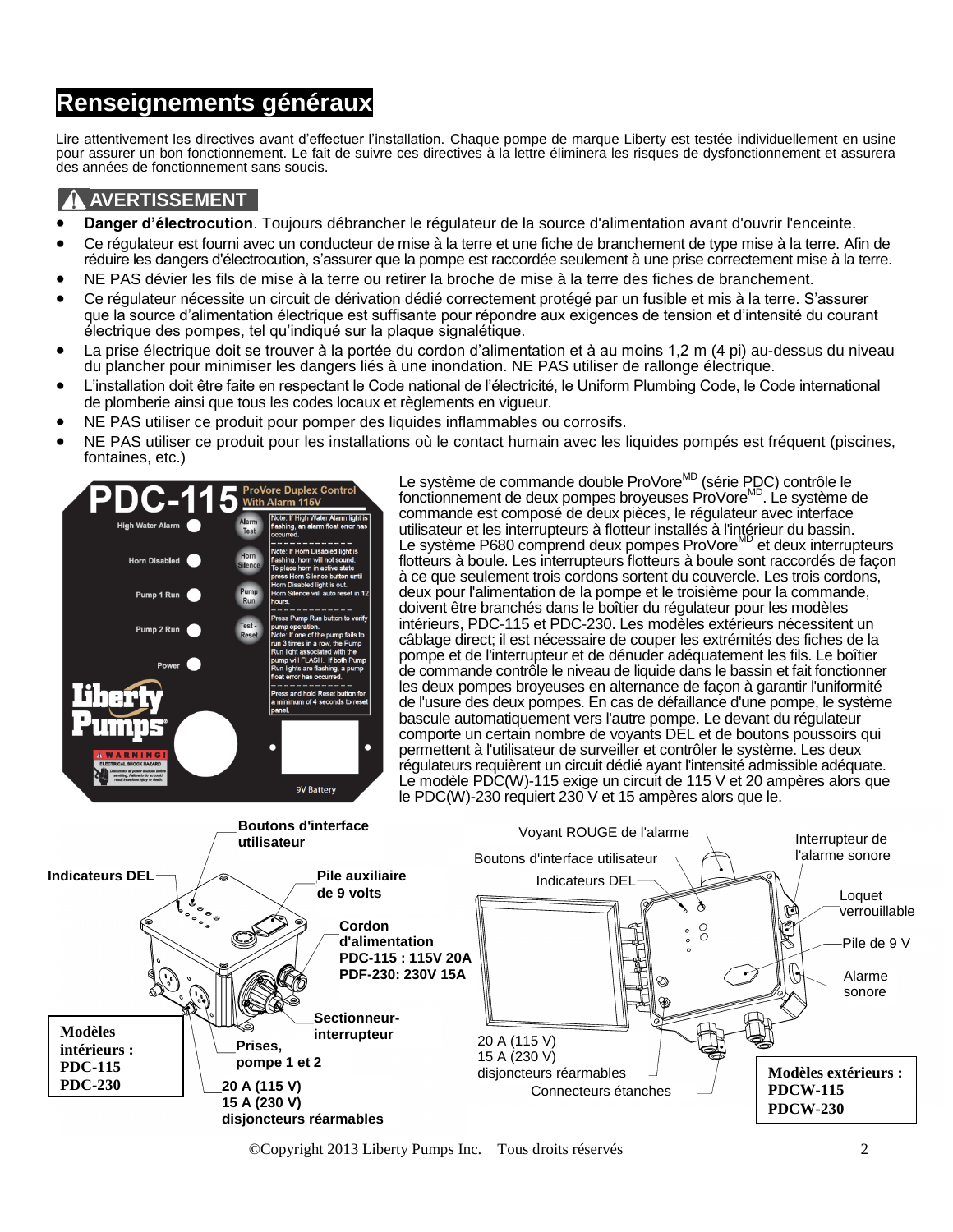# Renseignements généraux

Lire attentivement les directives avant d'effectuer l'installation. Chaque pompe de marque Liberty est testée individuellement en usine pour assurer un bon fonctionnement. Le fait de suivre ces directives à la lettre éliminera les risques de dysfonctionnement et assurera des années de fonctionnement sans soucis.

## ⚠ AVERTISSEMENT

- **Danger d'électrocution**. Toujours débrancher le régulateur de la source d'alimentation avant d'ouvrir l'enceinte.
- Ce régulateur est fourni avec un conducteur de mise à la terre et une fiche de branchement de type mise à la terre. Afin de réduire les dangers d'électrocution, s'assurer que la pompe est raccordée seulement à une prise correctement mise à la terre.
- NE PAS dévier les fils de mise à la terre ou retirer la broche de mise à la terre des fiches de branchement.
- Ce régulateur nécessite un circuit de dérivation dédié correctement protégé par un fusible et mis à la terre. S'assurer que la source d'alimentation électrique est suffisante pour répondre aux exigences de tension et d'intensité du courant électrique des pompes, tel qu'indiqué sur la plaque signalétique.
- La prise électrique doit se trouver à la portée du cordon d'alimentation et à au moins 1,2 m (4 pi) au-dessus du niveau du plancher pour minimiser les dangers liés à une inondation. NE PAS utiliser de rallonge électrique.
- L'installation doit être faite en respectant le Code national de l'électricité, le Uniform Plumbing Code, le Code international de plomberie ainsi que tous les codes locaux et règlements en vigueur.
- NE PAS utiliser ce produit pour pomper des liquides inflammables ou corrosifs.
- NE PAS utiliser ce produit pour les installations où le contact humain avec les liquides pompés est fréquent (piscines, fontaines, etc.)

PDC-115 — ProVore Duplex Control With Alarm 115V

High Water Alarm — Alarm Test — Note: If High Water Alarm light is flashing, an alarm float error has occurred.

Horn Disabled — Horn Silence — Note: If Horn Disabled light is flashing, horn will not sound. To place horn in active state press Horn Silence button until Horn Disabled light is out. Horn Silence will auto reset in 12 hours.

Pump 1 Run — Pump Run — Press Pump Run button to verify pump operation.

Pump 2 Run — Test - Reset — Note: If one of the pump fails to run 3 times in a row, the Pump Run light associated with the pump will FLASH. If both Pump Run lights are flashing, a pump float error has occurred.

Power — Press and hold Reset button for a minimum of 4 seconds to reset panel.

Liberty Pumps — 9V Battery

Le système de commande double ProVore[MD] (série PDC) contrôle le fonctionnement de deux pompes broyeuses ProVore[MD]. Le système de commande est composé de deux pièces, le régulateur avec interface utilisateur et les interrupteurs à flotteur installés à l'intérieur du bassin. Le système P680 comprend deux pompes ProVore[MD] et deux interrupteurs flotteurs à boule. Les interrupteurs flotteurs à boule sont raccordés de façon à ce que seulement trois cordons sortent du couvercle. Les trois cordons, deux pour l'alimentation de la pompe et le troisième pour la commande, doivent être branchés dans le boîtier du régulateur pour les modèles intérieurs, PDC-115 et PDC-230. Les modèles extérieurs nécessitent un câblage direct; il est nécessaire de couper les extrémités des fiches de la pompe et de l'interrupteur et de dénuder adéquatement les fils. Le boîtier de commande contrôle le niveau de liquide dans le bassin et fait fonctionner les deux pompes broyeuses en alternance de façon à garantir l'uniformité de l'usure des deux pompes. En cas de défaillance d'une pompe, le système bascule automatiquement vers l'autre pompe. Le devant du régulateur comporte un certain nombre de voyants DEL et de boutons poussoirs qui permettent à l'utilisateur de surveiller et contrôler le système. Les deux régulateurs requièrent un circuit dédié ayant l'intensité admissible adéquate. Le modèle PDC(W)-115 exige un circuit de 115 V et 20 ampères alors que le PDC(W)-230 requiert 230 V et 15 ampères alors que le.

**Boutons d'interface utilisateur**

**Indicateurs DEL**

**Pile auxiliaire de 9 volts**

**Cordon d'alimentation PDC-115 : 115V 20A PDF-230: 230V 15A**

**Sectionneur-interrupteur**

**Prises, pompe 1 et 2**

**20 A (115 V) 15 A (230 V) disjoncteurs réarmables**

**Modèles intérieurs : PDC-115 PDC-230**

Voyant ROUGE de l'alarme

Boutons d'interface utilisateur

Indicateurs DEL

Interrupteur de l'alarme sonore

Loquet verrouillable

Pile de 9 V

Alarme sonore

20 A (115 V) 15 A (230 V) disjoncteurs réarmables

Connecteurs étanches

**Modèles extérieurs : PDCW-115 PDCW-230**

©Copyright 2013 Liberty Pumps Inc. Tous droits réservés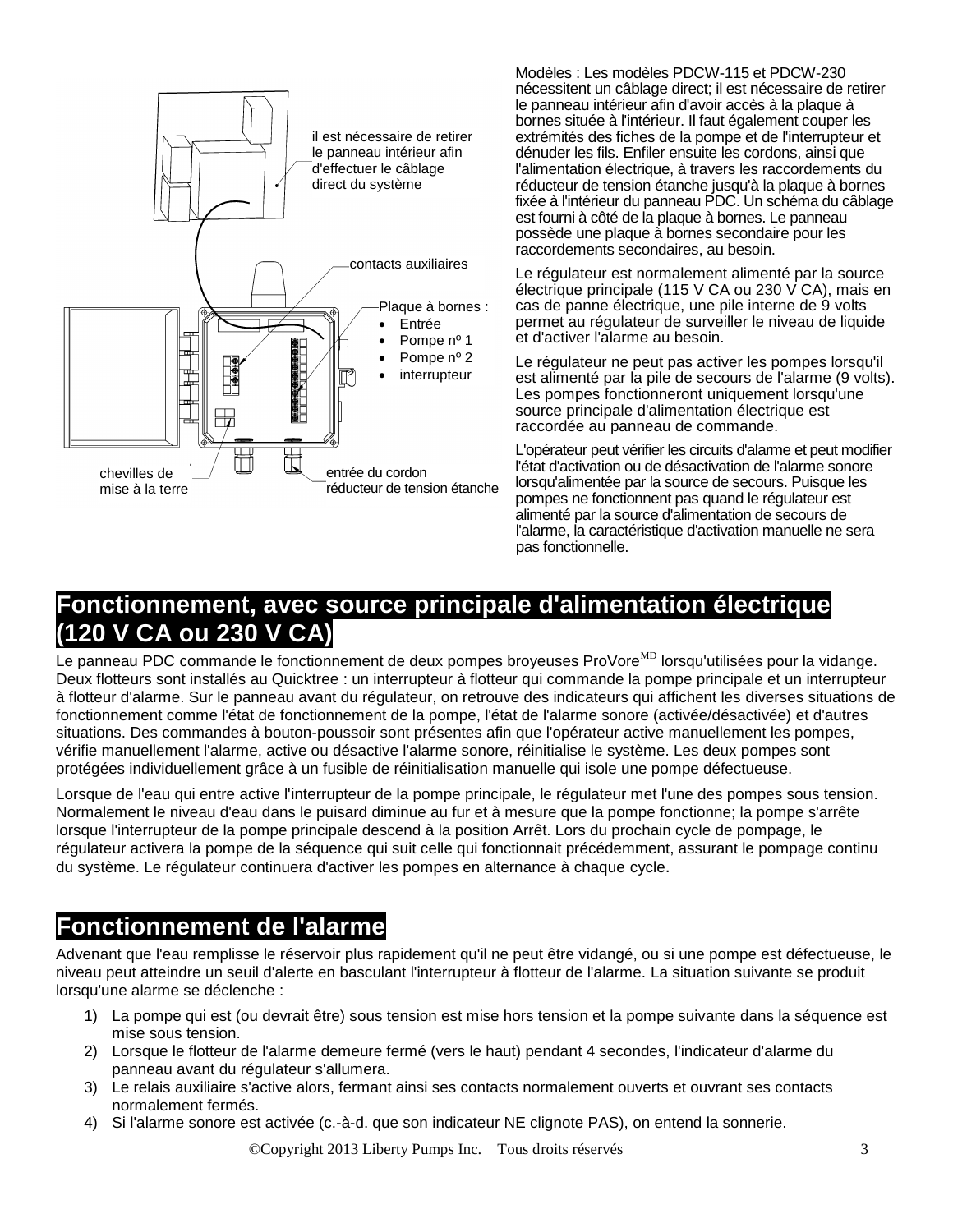il est nécessaire de retirer le panneau intérieur afin d'effectuer le câblage direct du système

contacts auxiliaires

Plaque à bornes :

- Entrée
- Pompe nº 1
- Pompe nº 2
- interrupteur

chevilles de mise à la terre

entrée du cordon réducteur de tension étanche

Modèles : Les modèles PDCW-115 et PDCW-230 nécessitent un câblage direct; il est nécessaire de retirer le panneau intérieur afin d'avoir accès à la plaque à bornes située à l'intérieur. Il faut également couper les extrémités des fiches de la pompe et de l'interrupteur et dénuder les fils. Enfiler ensuite les cordons, ainsi que l'alimentation électrique, à travers les raccordements du réducteur de tension étanche jusqu'à la plaque à bornes fixée à l'intérieur du panneau PDC. Un schéma du câblage est fourni à côté de la plaque à bornes. Le panneau possède une plaque à bornes secondaire pour les raccordements secondaires, au besoin.

Le régulateur est normalement alimenté par la source électrique principale (115 V CA ou 230 V CA), mais en cas de panne électrique, une pile interne de 9 volts permet au régulateur de surveiller le niveau de liquide et d'activer l'alarme au besoin.

Le régulateur ne peut pas activer les pompes lorsqu'il est alimenté par la pile de secours de l'alarme (9 volts). Les pompes fonctionneront uniquement lorsqu'une source principale d'alimentation électrique est raccordée au panneau de commande.

L'opérateur peut vérifier les circuits d'alarme et peut modifier l'état d'activation ou de désactivation de l'alarme sonore lorsqu'alimentée par la source de secours. Puisque les pompes ne fonctionnent pas quand le régulateur est alimenté par la source d'alimentation de secours de l'alarme, la caractéristique d'activation manuelle ne sera pas fonctionnelle.

## Fonctionnement, avec source principale d'alimentation électrique (120 V CA ou 230 V CA)

Le panneau PDC commande le fonctionnement de deux pompes broyeuses ProVore[MD] lorsqu'utilisées pour la vidange. Deux flotteurs sont installés au Quicktree : un interrupteur à flotteur qui commande la pompe principale et un interrupteur à flotteur d'alarme. Sur le panneau avant du régulateur, on retrouve des indicateurs qui affichent les diverses situations de fonctionnement comme l'état de fonctionnement de la pompe, l'état de l'alarme sonore (activée/désactivée) et d'autres situations. Des commandes à bouton-poussoir sont présentes afin que l'opérateur active manuellement les pompes, vérifie manuellement l'alarme, active ou désactive l'alarme sonore, réinitialise le système. Les deux pompes sont protégées individuellement grâce à un fusible de réinitialisation manuelle qui isole une pompe défectueuse.

Lorsque de l'eau qui entre active l'interrupteur de la pompe principale, le régulateur met l'une des pompes sous tension. Normalement le niveau d'eau dans le puisard diminue au fur et à mesure que la pompe fonctionne; la pompe s'arrête lorsque l'interrupteur de la pompe principale descend à la position Arrêt. Lors du prochain cycle de pompage, le régulateur activera la pompe de la séquence qui suit celle qui fonctionnait précédemment, assurant le pompage continu du système. Le régulateur continuera d'activer les pompes en alternance à chaque cycle.

## Fonctionnement de l'alarme

Advenant que l'eau remplisse le réservoir plus rapidement qu'il ne peut être vidangé, ou si une pompe est défectueuse, le niveau peut atteindre un seuil d'alerte en basculant l'interrupteur à flotteur de l'alarme. La situation suivante se produit lorsqu'une alarme se déclenche :

1) La pompe qui est (ou devrait être) sous tension est mise hors tension et la pompe suivante dans la séquence est mise sous tension.
2) Lorsque le flotteur de l'alarme demeure fermé (vers le haut) pendant 4 secondes, l'indicateur d'alarme du panneau avant du régulateur s'allumera.
3) Le relais auxiliaire s'active alors, fermant ainsi ses contacts normalement ouverts et ouvrant ses contacts normalement fermés.
4) Si l'alarme sonore est activée (c.-à-d. que son indicateur NE clignote PAS), on entend la sonnerie.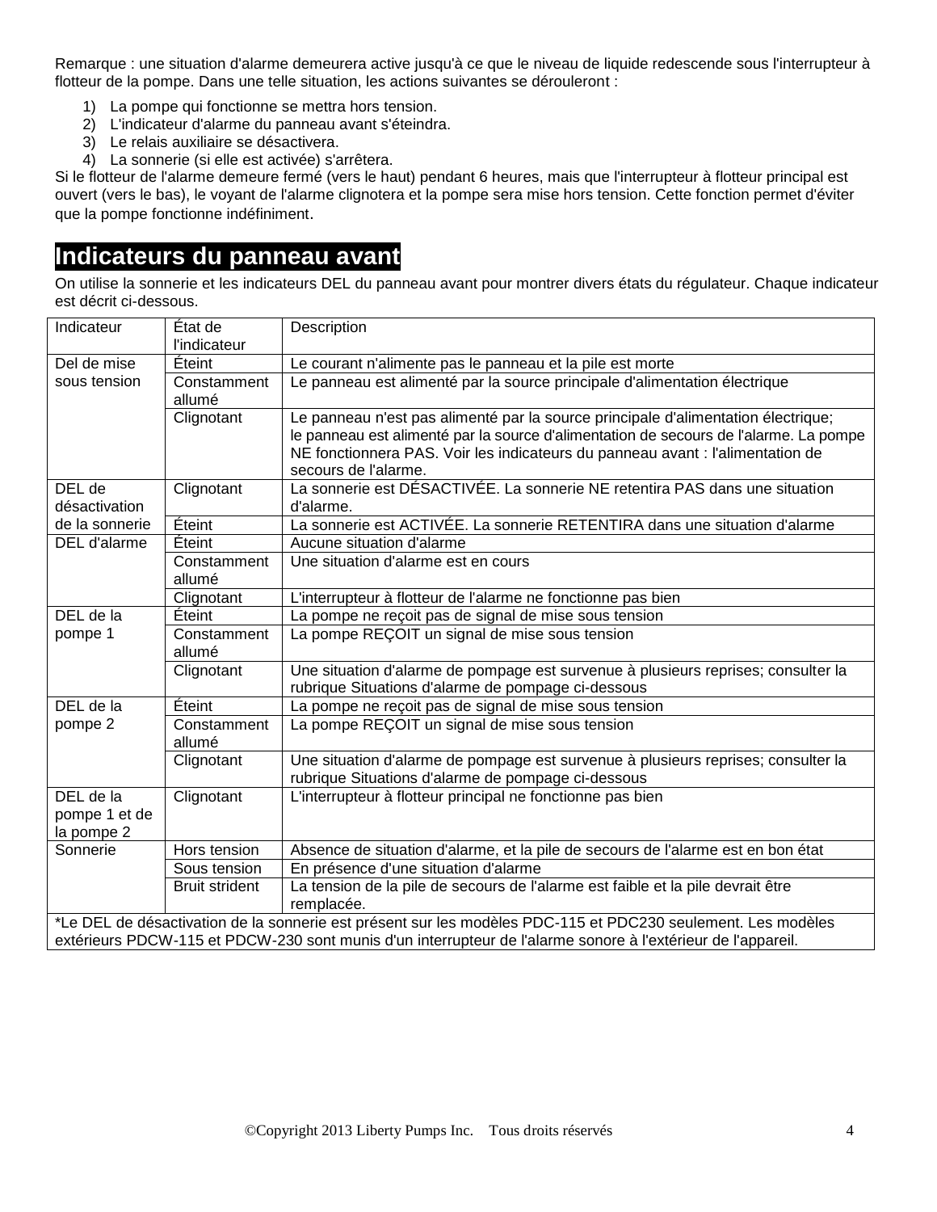Remarque : une situation d'alarme demeurera active jusqu'à ce que le niveau de liquide redescende sous l'interrupteur à flotteur de la pompe. Dans une telle situation, les actions suivantes se dérouleront :

1) La pompe qui fonctionne se mettra hors tension.
2) L'indicateur d'alarme du panneau avant s'éteindra.
3) Le relais auxiliaire se désactivera.
4) La sonnerie (si elle est activée) s'arrêtera.

Si le flotteur de l'alarme demeure fermé (vers le haut) pendant 6 heures, mais que l'interrupteur à flotteur principal est ouvert (vers le bas), le voyant de l'alarme clignotera et la pompe sera mise hors tension. Cette fonction permet d'éviter que la pompe fonctionne indéfiniment.

## Indicateurs du panneau avant

On utilise la sonnerie et les indicateurs DEL du panneau avant pour montrer divers états du régulateur. Chaque indicateur est décrit ci-dessous.

| Indicateur | État de l'indicateur | Description |
|---|---|---|
| Del de mise sous tension | Éteint | Le courant n'alimente pas le panneau et la pile est morte |
| | Constamment allumé | Le panneau est alimenté par la source principale d'alimentation électrique |
| | Clignotant | Le panneau n'est pas alimenté par la source principale d'alimentation électrique; le panneau est alimenté par la source d'alimentation de secours de l'alarme. La pompe NE fonctionnera PAS. Voir les indicateurs du panneau avant : l'alimentation de secours de l'alarme. |
| DEL de désactivation de la sonnerie | Clignotant | La sonnerie est DÉSACTIVÉE. La sonnerie NE retentira PAS dans une situation d'alarme. |
| | Éteint | La sonnerie est ACTIVÉE. La sonnerie RETENTIRA dans une situation d'alarme |
| DEL d'alarme | Éteint | Aucune situation d'alarme |
| | Constamment allumé | Une situation d'alarme est en cours |
| | Clignotant | L'interrupteur à flotteur de l'alarme ne fonctionne pas bien |
| DEL de la pompe 1 | Éteint | La pompe ne reçoit pas de signal de mise sous tension |
| | Constamment allumé | La pompe REÇOIT un signal de mise sous tension |
| | Clignotant | Une situation d'alarme de pompage est survenue à plusieurs reprises; consulter la rubrique Situations d'alarme de pompage ci-dessous |
| DEL de la pompe 2 | Éteint | La pompe ne reçoit pas de signal de mise sous tension |
| | Constamment allumé | La pompe REÇOIT un signal de mise sous tension |
| | Clignotant | Une situation d'alarme de pompage est survenue à plusieurs reprises; consulter la rubrique Situations d'alarme de pompage ci-dessous |
| DEL de la pompe 1 et de la pompe 2 | Clignotant | L'interrupteur à flotteur principal ne fonctionne pas bien |
| Sonnerie | Hors tension | Absence de situation d'alarme, et la pile de secours de l'alarme est en bon état |
| | Sous tension | En présence d'une situation d'alarme |
| | Bruit strident | La tension de la pile de secours de l'alarme est faible et la pile devrait être remplacée. |

*Le DEL de désactivation de la sonnerie est présent sur les modèles PDC-115 et PDC230 seulement. Les modèles extérieurs PDCW-115 et PDCW-230 sont munis d'un interrupteur de l'alarme sonore à l'extérieur de l'appareil.

©Copyright 2013 Liberty Pumps Inc. Tous droits réservés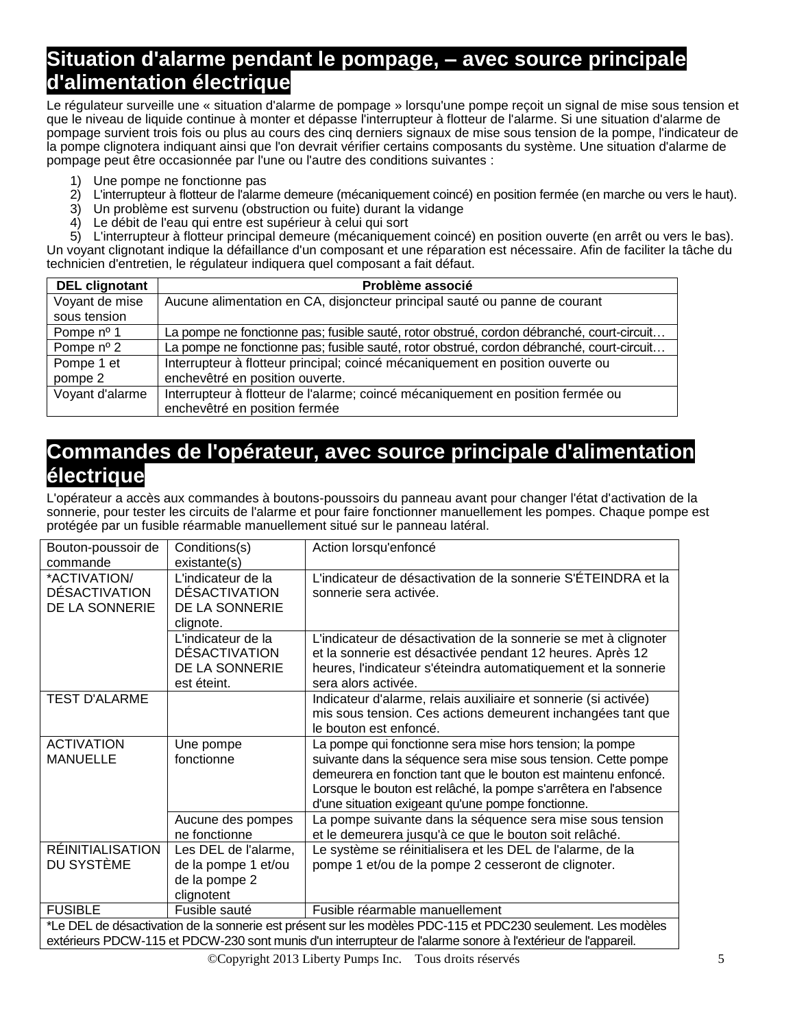## Situation d'alarme pendant le pompage, – avec source principale d'alimentation électrique

Le régulateur surveille une « situation d'alarme de pompage » lorsqu'une pompe reçoit un signal de mise sous tension et que le niveau de liquide continue à monter et dépasse l'interrupteur à flotteur de l'alarme. Si une situation d'alarme de pompage survient trois fois ou plus au cours des cinq derniers signaux de mise sous tension de la pompe, l'indicateur de la pompe clignotera indiquant ainsi que l'on devrait vérifier certains composants du système. Une situation d'alarme de pompage peut être occasionnée par l'une ou l'autre des conditions suivantes :

1) Une pompe ne fonctionne pas
2) L'interrupteur à flotteur de l'alarme demeure (mécaniquement coincé) en position fermée (en marche ou vers le haut).
3) Un problème est survenu (obstruction ou fuite) durant la vidange
4) Le débit de l'eau qui entre est supérieur à celui qui sort
5) L'interrupteur à flotteur principal demeure (mécaniquement coincé) en position ouverte (en arrêt ou vers le bas).

Un voyant clignotant indique la défaillance d'un composant et une réparation est nécessaire. Afin de faciliter la tâche du technicien d'entretien, le régulateur indiquera quel composant a fait défaut.

| DEL clignotant | Problème associé |
|---|---|
| Voyant de mise sous tension | Aucune alimentation en CA, disjoncteur principal sauté ou panne de courant |
| Pompe nº 1 | La pompe ne fonctionne pas; fusible sauté, rotor obstrué, cordon débranché, court-circuit… |
| Pompe nº 2 | La pompe ne fonctionne pas; fusible sauté, rotor obstrué, cordon débranché, court-circuit… |
| Pompe 1 et pompe 2 | Interrupteur à flotteur principal; coincé mécaniquement en position ouverte ou enchevêtré en position ouverte. |
| Voyant d'alarme | Interrupteur à flotteur de l'alarme; coincé mécaniquement en position fermée ou enchevêtré en position fermée |

## Commandes de l'opérateur, avec source principale d'alimentation électrique

L'opérateur a accès aux commandes à boutons-poussoirs du panneau avant pour changer l'état d'activation de la sonnerie, pour tester les circuits de l'alarme et pour faire fonctionner manuellement les pompes. Chaque pompe est protégée par un fusible réarmable manuellement situé sur le panneau latéral.

| Bouton-poussoir de commande | Conditions(s) existante(s) | Action lorsqu'enfoncé |
|---|---|---|
| *ACTIVATION/ DÉSACTIVATION DE LA SONNERIE | L'indicateur de la DÉSACTIVATION DE LA SONNERIE clignote. | L'indicateur de désactivation de la sonnerie S'ÉTEINDRA et la sonnerie sera activée. |
| | L'indicateur de la DÉSACTIVATION DE LA SONNERIE est éteint. | L'indicateur de désactivation de la sonnerie se met à clignoter et la sonnerie est désactivée pendant 12 heures. Après 12 heures, l'indicateur s'éteindra automatiquement et la sonnerie sera alors activée. |
| TEST D'ALARME | | Indicateur d'alarme, relais auxiliaire et sonnerie (si activée) mis sous tension. Ces actions demeurent inchangées tant que le bouton est enfoncé. |
| ACTIVATION MANUELLE | Une pompe fonctionne | La pompe qui fonctionne sera mise hors tension; la pompe suivante dans la séquence sera mise sous tension. Cette pompe demeurera en fonction tant que le bouton est maintenu enfoncé. Lorsque le bouton est relâché, la pompe s'arrêtera en l'absence d'une situation exigeant qu'une pompe fonctionne. |
| | Aucune des pompes ne fonctionne | La pompe suivante dans la séquence sera mise sous tension et le demeurera jusqu'à ce que le bouton soit relâché. |
| RÉINITIALISATION DU SYSTÈME | Les DEL de l'alarme, de la pompe 1 et/ou de la pompe 2 clignotent | Le système se réinitialisera et les DEL de l'alarme, de la pompe 1 et/ou de la pompe 2 cesseront de clignoter. |
| FUSIBLE | Fusible sauté | Fusible réarmable manuellement |

*Le DEL de désactivation de la sonnerie est présent sur les modèles PDC-115 et PDC230 seulement. Les modèles extérieurs PDCW-115 et PDCW-230 sont munis d'un interrupteur de l'alarme sonore à l'extérieur de l'appareil.

©Copyright 2013 Liberty Pumps Inc. Tous droits réservés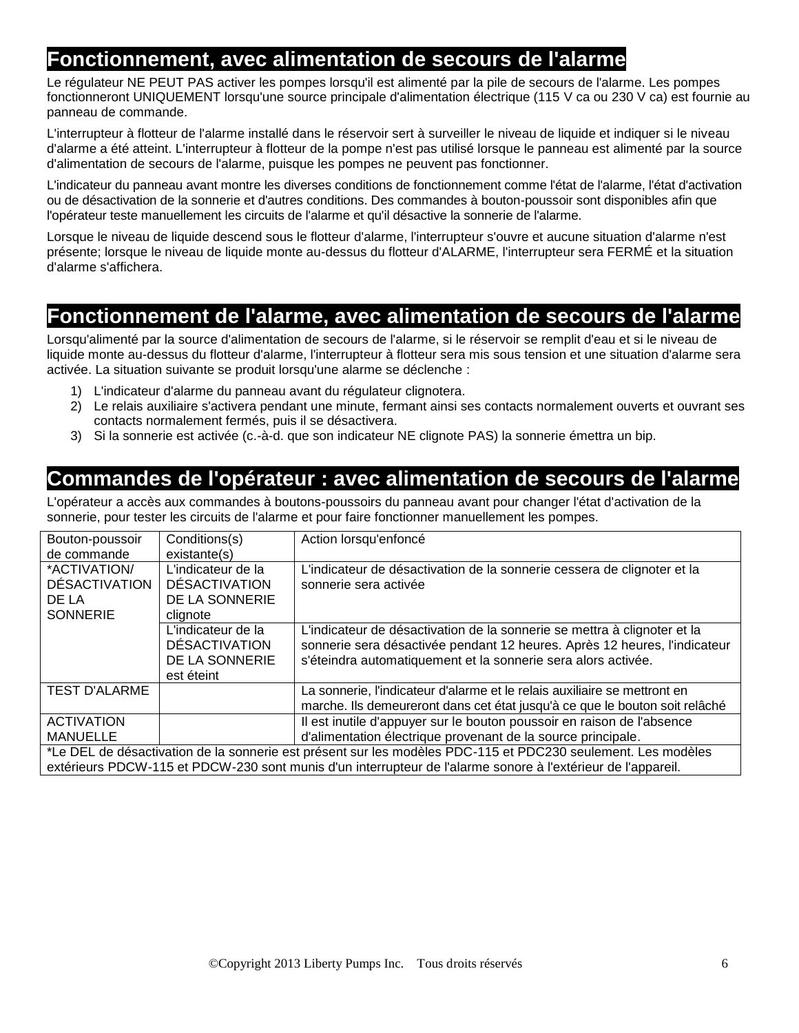## Fonctionnement, avec alimentation de secours de l'alarme

Le régulateur NE PEUT PAS activer les pompes lorsqu'il est alimenté par la pile de secours de l'alarme. Les pompes fonctionneront UNIQUEMENT lorsqu'une source principale d'alimentation électrique (115 V ca ou 230 V ca) est fournie au panneau de commande.

L'interrupteur à flotteur de l'alarme installé dans le réservoir sert à surveiller le niveau de liquide et indiquer si le niveau d'alarme a été atteint. L'interrupteur à flotteur de la pompe n'est pas utilisé lorsque le panneau est alimenté par la source d'alimentation de secours de l'alarme, puisque les pompes ne peuvent pas fonctionner.

L'indicateur du panneau avant montre les diverses conditions de fonctionnement comme l'état de l'alarme, l'état d'activation ou de désactivation de la sonnerie et d'autres conditions. Des commandes à bouton-poussoir sont disponibles afin que l'opérateur teste manuellement les circuits de l'alarme et qu'il désactive la sonnerie de l'alarme.

Lorsque le niveau de liquide descend sous le flotteur d'alarme, l'interrupteur s'ouvre et aucune situation d'alarme n'est présente; lorsque le niveau de liquide monte au-dessus du flotteur d'ALARME, l'interrupteur sera FERMÉ et la situation d'alarme s'affichera.

## Fonctionnement de l'alarme, avec alimentation de secours de l'alarme

Lorsqu'alimenté par la source d'alimentation de secours de l'alarme, si le réservoir se remplit d'eau et si le niveau de liquide monte au-dessus du flotteur d'alarme, l'interrupteur à flotteur sera mis sous tension et une situation d'alarme sera activée. La situation suivante se produit lorsqu'une alarme se déclenche :

1) L'indicateur d'alarme du panneau avant du régulateur clignotera.
2) Le relais auxiliaire s'activera pendant une minute, fermant ainsi ses contacts normalement ouverts et ouvrant ses contacts normalement fermés, puis il se désactivera.
3) Si la sonnerie est activée (c.-à-d. que son indicateur NE clignote PAS) la sonnerie émettra un bip.

## Commandes de l'opérateur : avec alimentation de secours de l'alarme

L'opérateur a accès aux commandes à boutons-poussoirs du panneau avant pour changer l'état d'activation de la sonnerie, pour tester les circuits de l'alarme et pour faire fonctionner manuellement les pompes.

| Bouton-poussoir de commande | Conditions(s) existante(s) | Action lorsqu'enfoncé |
|---|---|---|
| *ACTIVATION/ DÉSACTIVATION DE LA SONNERIE | L'indicateur de la DÉSACTIVATION DE LA SONNERIE clignote | L'indicateur de désactivation de la sonnerie cessera de clignoter et la sonnerie sera activée |
| | L'indicateur de la DÉSACTIVATION DE LA SONNERIE est éteint | L'indicateur de désactivation de la sonnerie se mettra à clignoter et la sonnerie sera désactivée pendant 12 heures. Après 12 heures, l'indicateur s'éteindra automatiquement et la sonnerie sera alors activée. |
| TEST D'ALARME | | La sonnerie, l'indicateur d'alarme et le relais auxiliaire se mettront en marche. Ils demeureront dans cet état jusqu'à ce que le bouton soit relâché |
| ACTIVATION MANUELLE | | Il est inutile d'appuyer sur le bouton poussoir en raison de l'absence d'alimentation électrique provenant de la source principale. |

*Le DEL de désactivation de la sonnerie est présent sur les modèles PDC-115 et PDC230 seulement. Les modèles extérieurs PDCW-115 et PDCW-230 sont munis d'un interrupteur de l'alarme sonore à l'extérieur de l'appareil.

©Copyright 2013 Liberty Pumps Inc. Tous droits réservés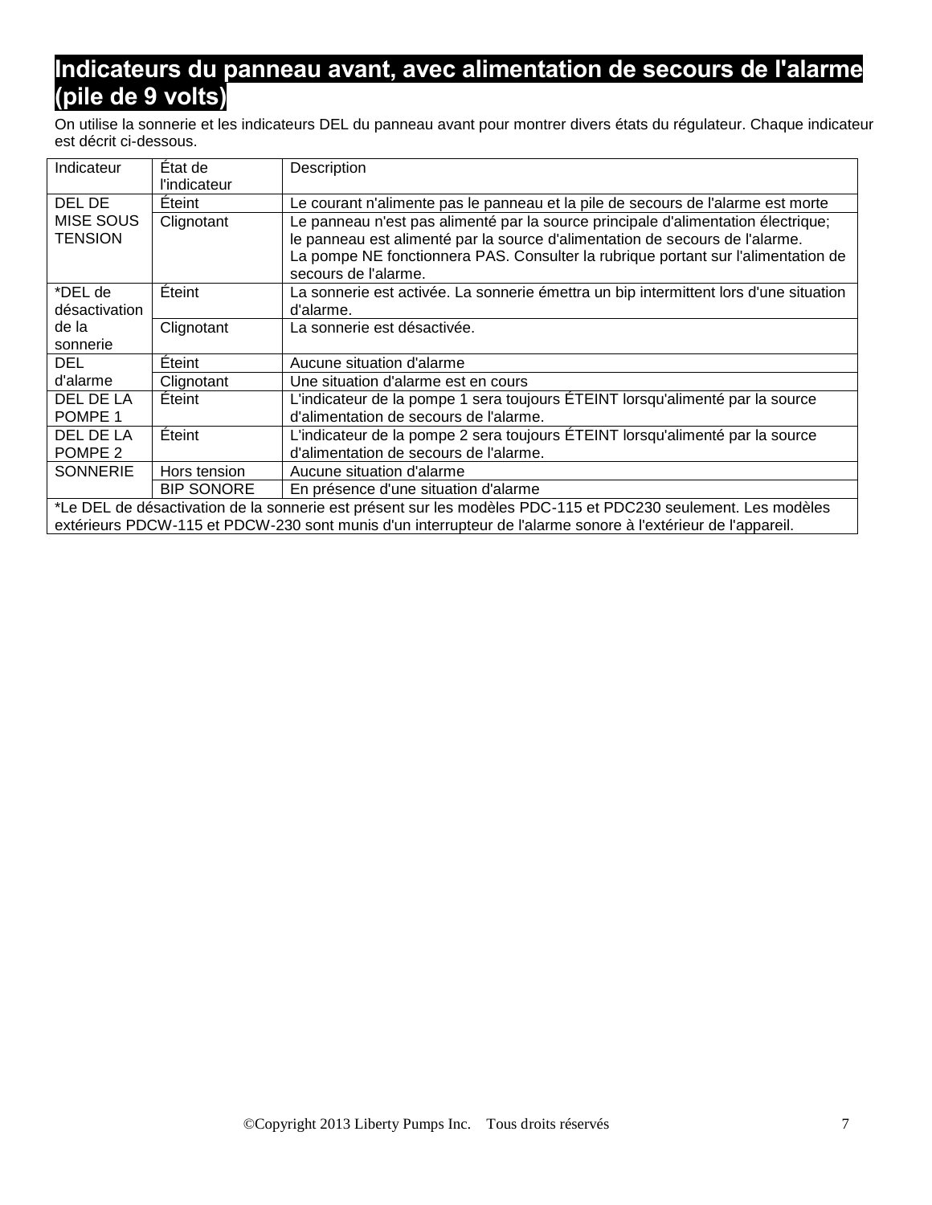## Indicateurs du panneau avant, avec alimentation de secours de l'alarme (pile de 9 volts)

On utilise la sonnerie et les indicateurs DEL du panneau avant pour montrer divers états du régulateur. Chaque indicateur est décrit ci-dessous.

| Indicateur | État de l'indicateur | Description |
|---|---|---|
| DEL DE MISE SOUS TENSION | Éteint | Le courant n'alimente pas le panneau et la pile de secours de l'alarme est morte |
| | Clignotant | Le panneau n'est pas alimenté par la source principale d'alimentation électrique; le panneau est alimenté par la source d'alimentation de secours de l'alarme. La pompe NE fonctionnera PAS. Consulter la rubrique portant sur l'alimentation de secours de l'alarme. |
| *DEL de désactivation de la sonnerie | Éteint | La sonnerie est activée. La sonnerie émettra un bip intermittent lors d'une situation d'alarme. |
| | Clignotant | La sonnerie est désactivée. |
| DEL d'alarme | Éteint | Aucune situation d'alarme |
| | Clignotant | Une situation d'alarme est en cours |
| DEL DE LA POMPE 1 | Éteint | L'indicateur de la pompe 1 sera toujours ÉTEINT lorsqu'alimenté par la source d'alimentation de secours de l'alarme. |
| DEL DE LA POMPE 2 | Éteint | L'indicateur de la pompe 2 sera toujours ÉTEINT lorsqu'alimenté par la source d'alimentation de secours de l'alarme. |
| SONNERIE | Hors tension | Aucune situation d'alarme |
| | BIP SONORE | En présence d'une situation d'alarme |

*Le DEL de désactivation de la sonnerie est présent sur les modèles PDC-115 et PDC230 seulement. Les modèles extérieurs PDCW-115 et PDCW-230 sont munis d'un interrupteur de l'alarme sonore à l'extérieur de l'appareil.

©Copyright 2013 Liberty Pumps Inc. Tous droits réservés